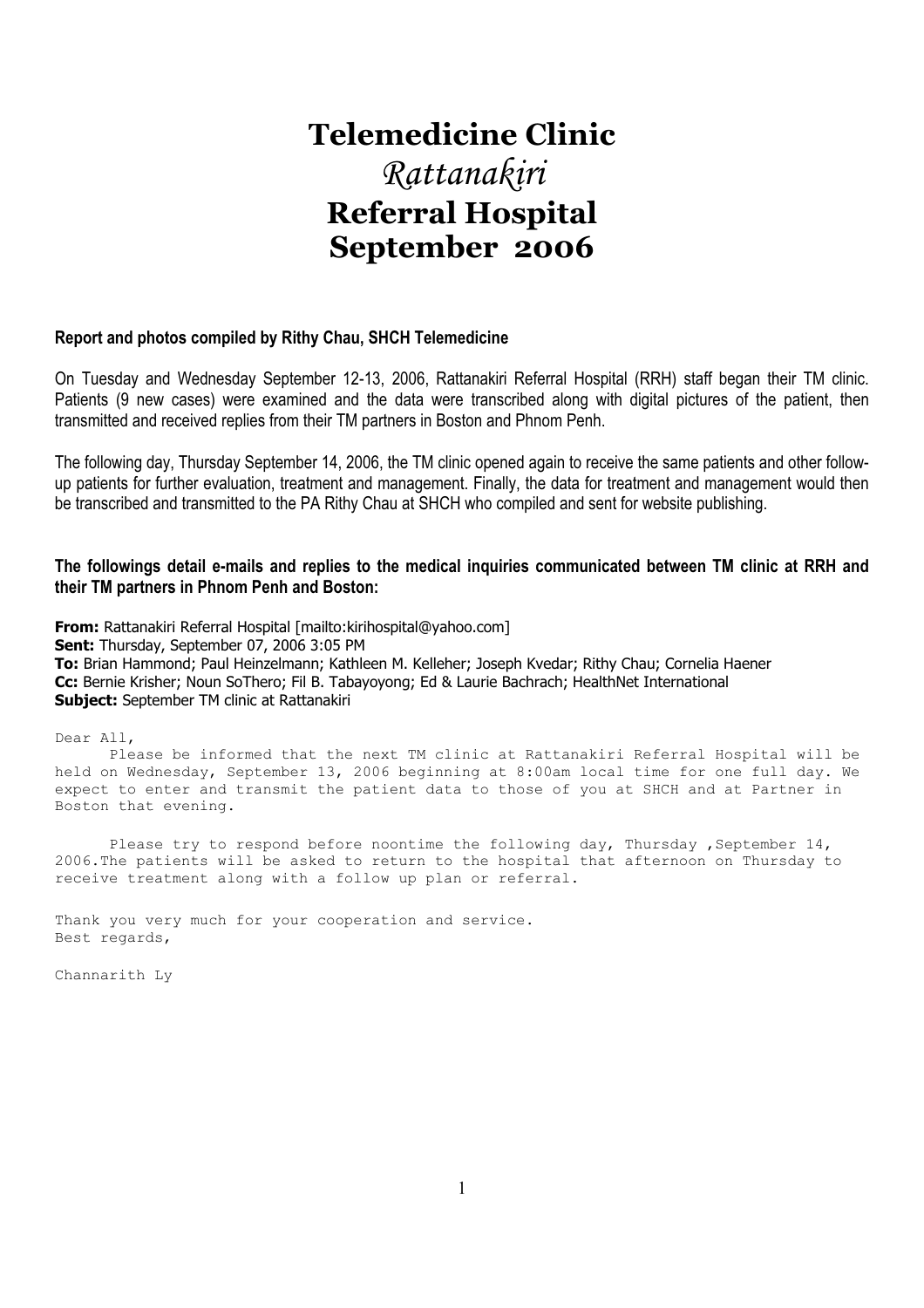# Telemedicine Clinic
# *Rattanakiri*
# Referral Hospital
# September 2006

**Report and photos compiled by Rithy Chau, SHCH Telemedicine**

On Tuesday and Wednesday September 12-13, 2006, Rattanakiri Referral Hospital (RRH) staff began their TM clinic. Patients (9 new cases) were examined and the data were transcribed along with digital pictures of the patient, then transmitted and received replies from their TM partners in Boston and Phnom Penh.

The following day, Thursday September 14, 2006, the TM clinic opened again to receive the same patients and other follow-up patients for further evaluation, treatment and management. Finally, the data for treatment and management would then be transcribed and transmitted to the PA Rithy Chau at SHCH who compiled and sent for website publishing.

**The followings detail e-mails and replies to the medical inquiries communicated between TM clinic at RRH and their TM partners in Phnom Penh and Boston:**

**From:** Rattanakiri Referral Hospital [mailto:kirihospital@yahoo.com]
**Sent:** Thursday, September 07, 2006 3:05 PM
**To:** Brian Hammond; Paul Heinzelmann; Kathleen M. Kelleher; Joseph Kvedar; Rithy Chau; Cornelia Haener
**Cc:** Bernie Krisher; Noun SoThero; Fil B. Tabayoyong; Ed & Laurie Bachrach; HealthNet International
**Subject:** September TM clinic at Rattanakiri

Dear All,

Please be informed that the next TM clinic at Rattanakiri Referral Hospital will be held on Wednesday, September 13, 2006 beginning at 8:00am local time for one full day. We expect to enter and transmit the patient data to those of you at SHCH and at Partner in Boston that evening.

Please try to respond before noontime the following day, Thursday ,September 14, 2006.The patients will be asked to return to the hospital that afternoon on Thursday to receive treatment along with a follow up plan or referral.

Thank you very much for your cooperation and service.
Best regards,

Channarith Ly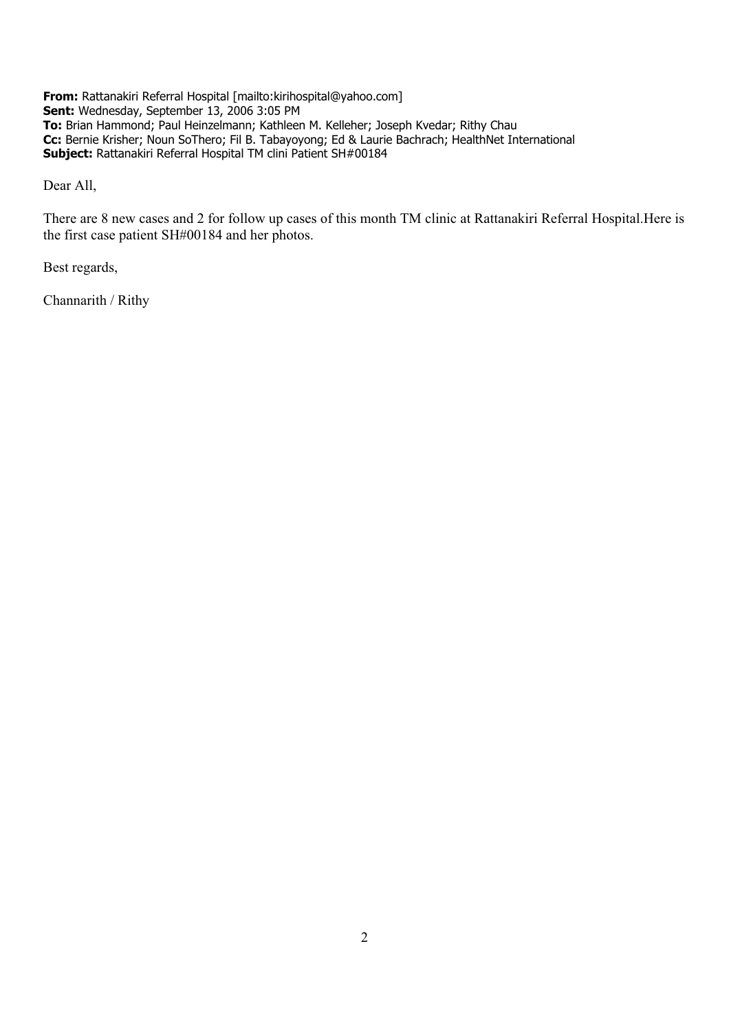**From:** Rattanakiri Referral Hospital [mailto:kirihospital@yahoo.com]
**Sent:** Wednesday, September 13, 2006 3:05 PM
**To:** Brian Hammond; Paul Heinzelmann; Kathleen M. Kelleher; Joseph Kvedar; Rithy Chau
**Cc:** Bernie Krisher; Noun SoThero; Fil B. Tabayoyong; Ed & Laurie Bachrach; HealthNet International
**Subject:** Rattanakiri Referral Hospital TM clini Patient SH#00184

Dear All,

There are 8 new cases and 2 for follow up cases of this month TM clinic at Rattanakiri Referral Hospital.Here is the first case patient SH#00184 and her photos.

Best regards,

Channarith / Rithy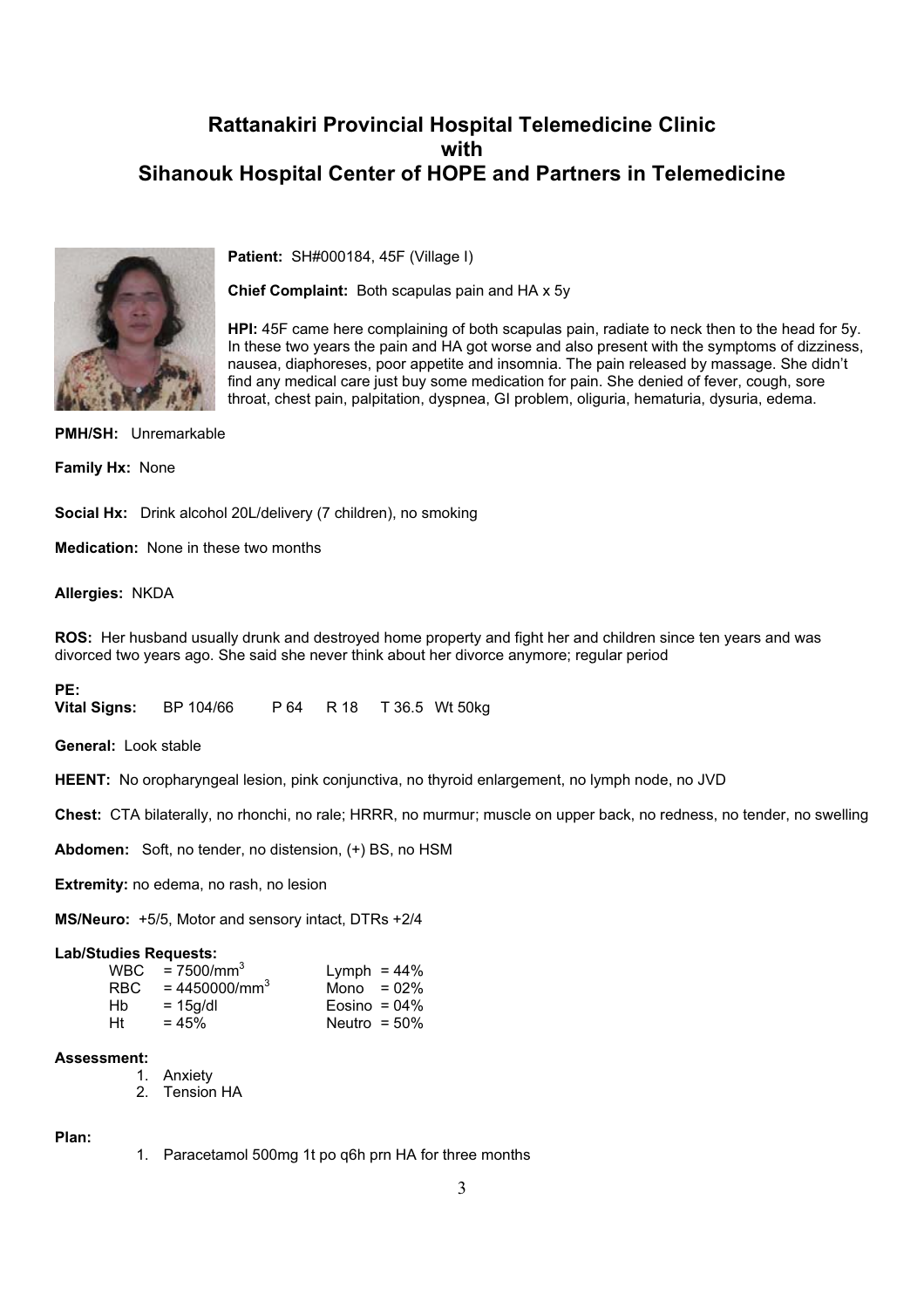# Rattanakiri Provincial Hospital Telemedicine Clinic
# with
# Sihanouk Hospital Center of HOPE and Partners in Telemedicine

**Patient:** SH#000184, 45F (Village I)

**Chief Complaint:** Both scapulas pain and HA x 5y

**HPI:** 45F came here complaining of both scapulas pain, radiate to neck then to the head for 5y. In these two years the pain and HA got worse and also present with the symptoms of dizziness, nausea, diaphoreses, poor appetite and insomnia. The pain released by massage. She didn't find any medical care just buy some medication for pain. She denied of fever, cough, sore throat, chest pain, palpitation, dyspnea, GI problem, oliguria, hematuria, dysuria, edema.

**PMH/SH:** Unremarkable

**Family Hx:** None

**Social Hx:** Drink alcohol 20L/delivery (7 children), no smoking

**Medication:** None in these two months

**Allergies:** NKDA

**ROS:** Her husband usually drunk and destroyed home property and fight her and children since ten years and was divorced two years ago. She said she never think about her divorce anymore; regular period

**PE:**

**Vital Signs:** BP 104/66 P 64 R 18 T 36.5 Wt 50kg

**General:** Look stable

**HEENT:** No oropharyngeal lesion, pink conjunctiva, no thyroid enlargement, no lymph node, no JVD

**Chest:** CTA bilaterally, no rhonchi, no rale; HRRR, no murmur; muscle on upper back, no redness, no tender, no swelling

**Abdomen:** Soft, no tender, no distension, (+) BS, no HSM

**Extremity:** no edema, no rash, no lesion

**MS/Neuro:** +5/5, Motor and sensory intact, DTRs +2/4

**Lab/Studies Requests:**

| | | | |
|---|---|---|---|
| WBC | = 7500/$mm^3$ | Lymph | = 44% |
| RBC | = 4450000/$mm^3$ | Mono | = 02% |
| Hb | = 15g/dl | Eosino | = 04% |
| Ht | = 45% | Neutro | = 50% |

**Assessment:**

1. Anxiety
2. Tension HA

**Plan:**

1. Paracetamol 500mg 1t po q6h prn HA for three months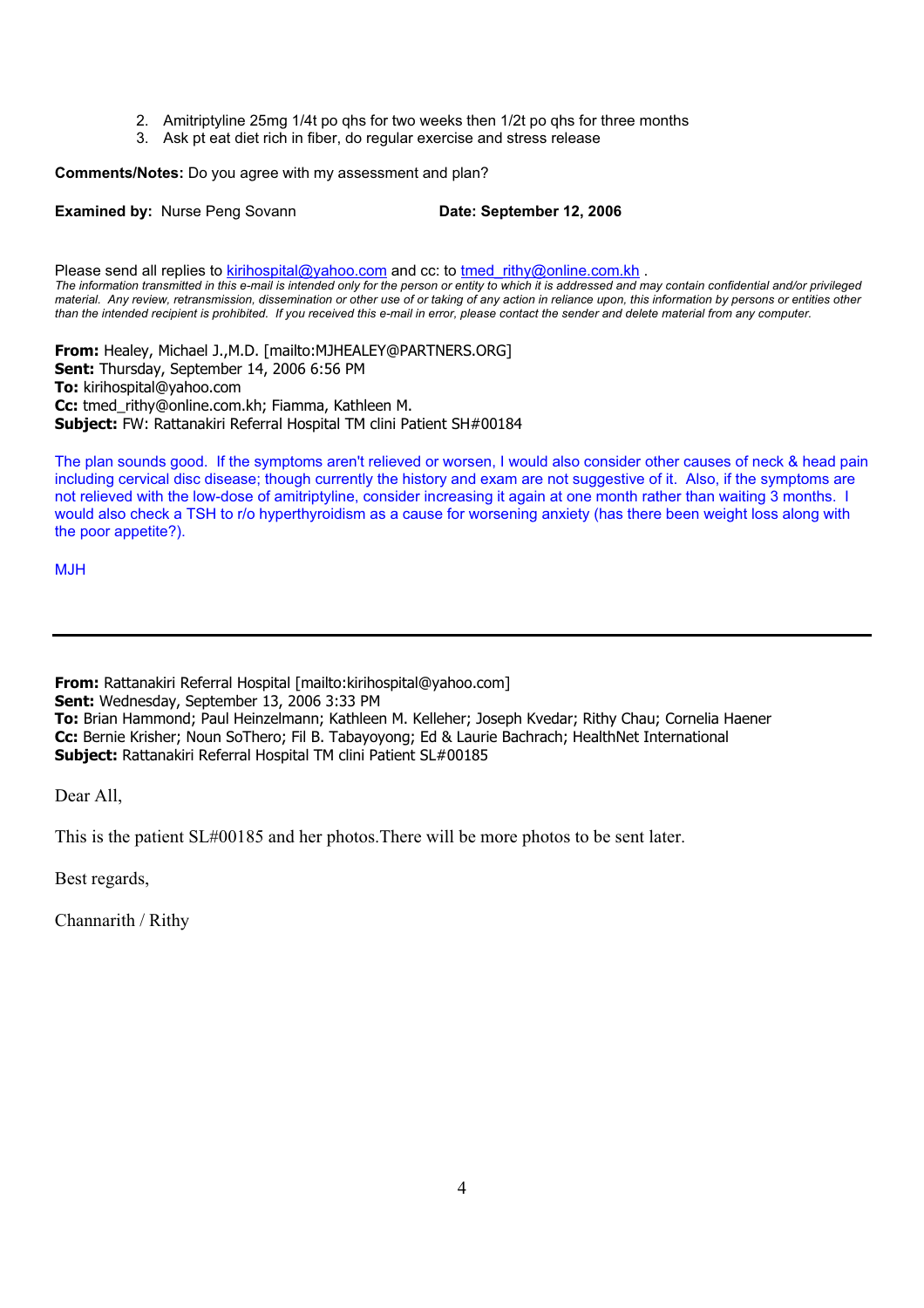2. Amitriptyline 25mg 1/4t po qhs for two weeks then 1/2t po qhs for three months
3. Ask pt eat diet rich in fiber, do regular exercise and stress release

**Comments/Notes:** Do you agree with my assessment and plan?

**Examined by:** Nurse Peng Sovann **Date: September 12, 2006**

Please send all replies to kirihospital@yahoo.com and cc: to tmed_rithy@online.com.kh .
*The information transmitted in this e-mail is intended only for the person or entity to which it is addressed and may contain confidential and/or privileged material. Any review, retransmission, dissemination or other use of or taking of any action in reliance upon, this information by persons or entities other than the intended recipient is prohibited. If you received this e-mail in error, please contact the sender and delete material from any computer.*

**From:** Healey, Michael J.,M.D. [mailto:MJHEALEY@PARTNERS.ORG]
**Sent:** Thursday, September 14, 2006 6:56 PM
**To:** kirihospital@yahoo.com
**Cc:** tmed_rithy@online.com.kh; Fiamma, Kathleen M.
**Subject:** FW: Rattanakiri Referral Hospital TM clini Patient SH#00184

The plan sounds good. If the symptoms aren't relieved or worsen, I would also consider other causes of neck & head pain including cervical disc disease; though currently the history and exam are not suggestive of it. Also, if the symptoms are not relieved with the low-dose of amitriptyline, consider increasing it again at one month rather than waiting 3 months. I would also check a TSH to r/o hyperthyroidism as a cause for worsening anxiety (has there been weight loss along with the poor appetite?).

MJH

---

**From:** Rattanakiri Referral Hospital [mailto:kirihospital@yahoo.com]
**Sent:** Wednesday, September 13, 2006 3:33 PM
**To:** Brian Hammond; Paul Heinzelmann; Kathleen M. Kelleher; Joseph Kvedar; Rithy Chau; Cornelia Haener
**Cc:** Bernie Krisher; Noun SoThero; Fil B. Tabayoyong; Ed & Laurie Bachrach; HealthNet International
**Subject:** Rattanakiri Referral Hospital TM clini Patient SL#00185

Dear All,

This is the patient SL#00185 and her photos.There will be more photos to be sent later.

Best regards,

Channarith / Rithy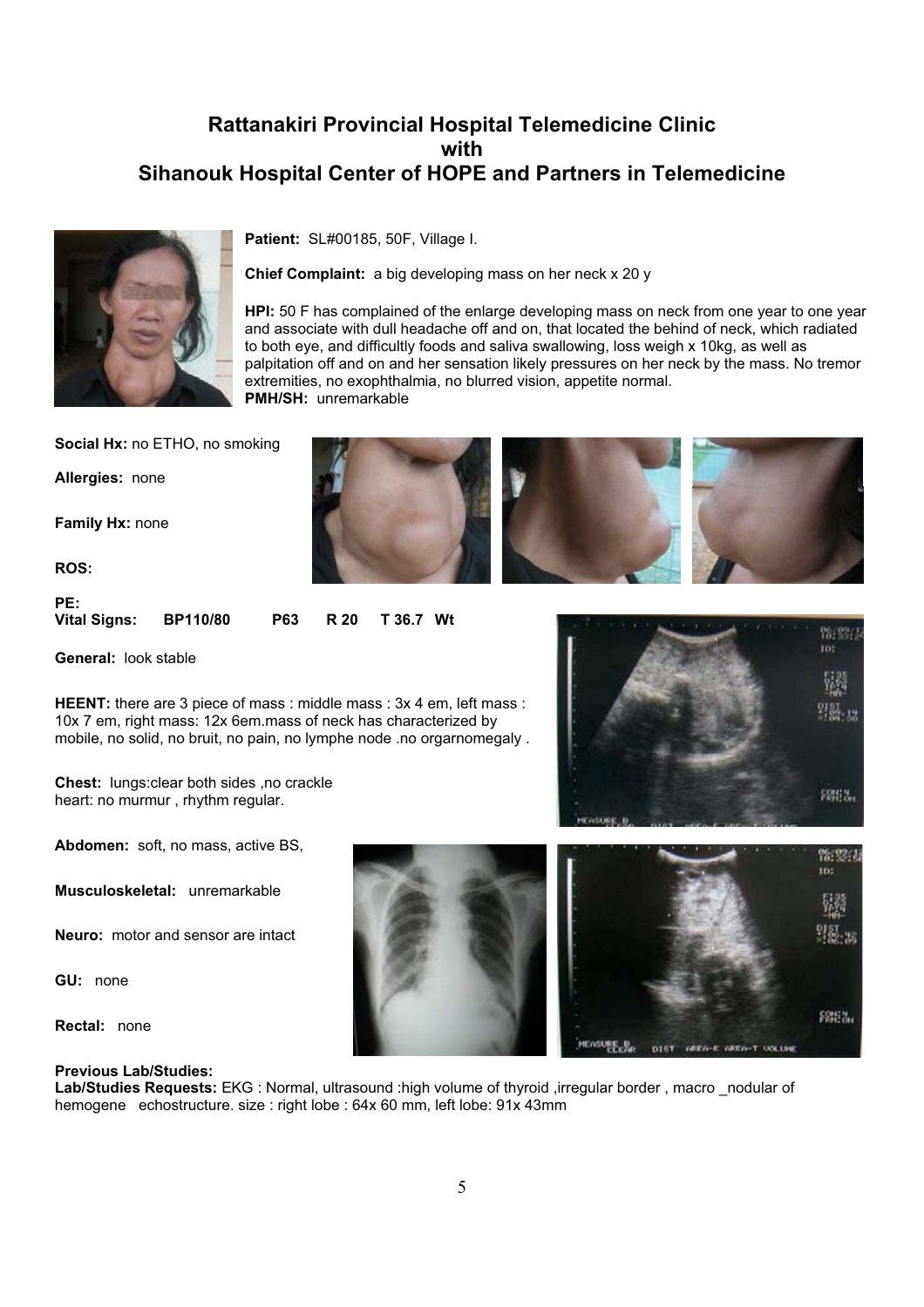# Rattanakiri Provincial Hospital Telemedicine Clinic with Sihanouk Hospital Center of HOPE and Partners in Telemedicine

**Patient:** SL#00185, 50F, Village I.

**Chief Complaint:** a big developing mass on her neck x 20 y

**HPI:** 50 F has complained of the enlarge developing mass on neck from one year to one year and associate with dull headache off and on, that located the behind of neck, which radiated to both eye, and difficultly foods and saliva swallowing, loss weigh x 10kg, as well as palpitation off and on and her sensation likely pressures on her neck by the mass. No tremor extremities, no exophthalmia, no blurred vision, appetite normal.

**PMH/SH:** unremarkable

**Social Hx:** no ETHO, no smoking

**Allergies:** none

**Family Hx:** none

**ROS:**

**PE:**

**Vital Signs:** BP110/80 P63 R 20 T 36.7 Wt

**General:** look stable

**HEENT:** there are 3 piece of mass : middle mass : 3x 4 em, left mass : 10x 7 em, right mass: 12x 6em.mass of neck has characterized by mobile, no solid, no bruit, no pain, no lymphe node .no orgarnomegaly .

**Chest:** lungs:clear both sides ,no crackle heart: no murmur , rhythm regular.

**Abdomen:** soft, no mass, active BS,

**Musculoskeletal:** unremarkable

**Neuro:** motor and sensor are intact

**GU:** none

**Rectal:** none

**Previous Lab/Studies:**

**Lab/Studies Requests:** EKG : Normal, ultrasound :high volume of thyroid ,irregular border , macro _nodular of hemogene echostructure. size : right lobe : 64x 60 mm, left lobe: 91x 43mm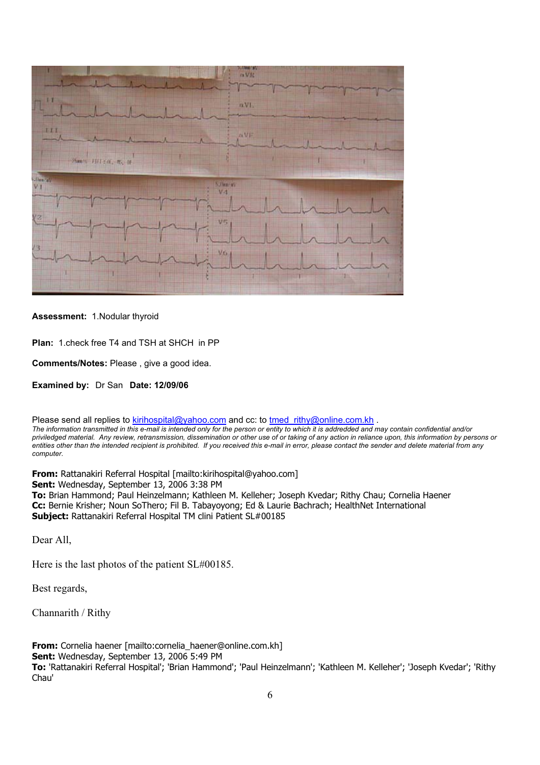**Assessment:** 1.Nodular thyroid

**Plan:** 1.check free T4 and TSH at SHCH in PP

**Comments/Notes:** Please , give a good idea.

**Examined by:** Dr San **Date: 12/09/06**

Please send all replies to kirihospital@yahoo.com and cc: to tmed_rithy@online.com.kh .
*The information transmitted in this e-mail is intended only for the person or entity to which it is addredded and may contain confidential and/or priviledged material. Any review, retransmission, dissemination or other use of or taking of any action in reliance upon, this information by persons or entities other than the intended recipient is prohibited. If you received this e-mail in error, please contact the sender and delete material from any computer.*

**From:** Rattanakiri Referral Hospital [mailto:kirihospital@yahoo.com]
**Sent:** Wednesday, September 13, 2006 3:38 PM
**To:** Brian Hammond; Paul Heinzelmann; Kathleen M. Kelleher; Joseph Kvedar; Rithy Chau; Cornelia Haener
**Cc:** Bernie Krisher; Noun SoThero; Fil B. Tabayoyong; Ed & Laurie Bachrach; HealthNet International
**Subject:** Rattanakiri Referral Hospital TM clini Patient SL#00185

Dear All,

Here is the last photos of the patient SL#00185.

Best regards,

Channarith / Rithy

**From:** Cornelia haener [mailto:cornelia_haener@online.com.kh]
**Sent:** Wednesday, September 13, 2006 5:49 PM
**To:** 'Rattanakiri Referral Hospital'; 'Brian Hammond'; 'Paul Heinzelmann'; 'Kathleen M. Kelleher'; 'Joseph Kvedar'; 'Rithy Chau'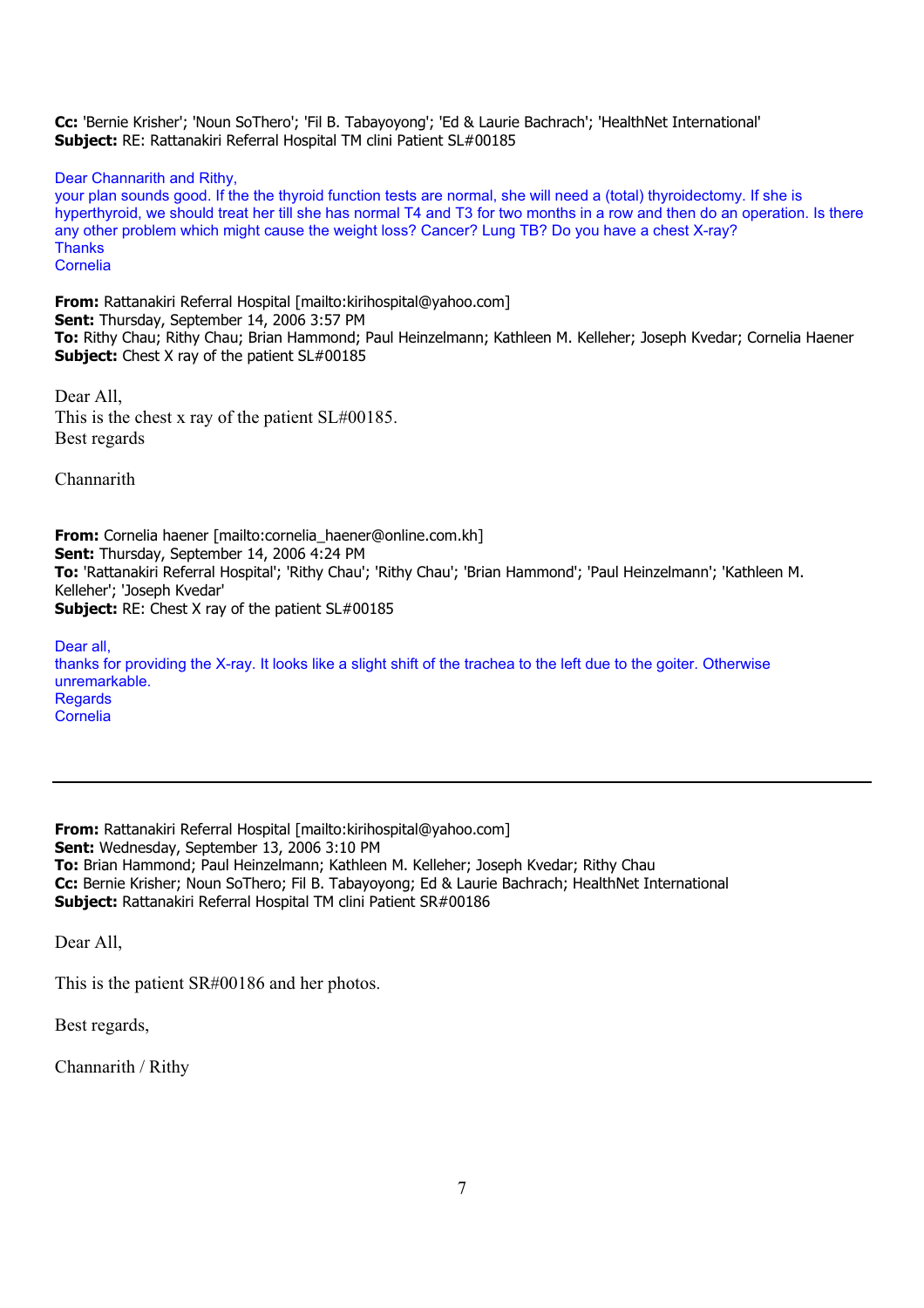**Cc:** 'Bernie Krisher'; 'Noun SoThero'; 'Fil B. Tabayoyong'; 'Ed & Laurie Bachrach'; 'HealthNet International'
**Subject:** RE: Rattanakiri Referral Hospital TM clini Patient SL#00185

Dear Channarith and Rithy,
your plan sounds good. If the the thyroid function tests are normal, she will need a (total) thyroidectomy. If she is hyperthyroid, we should treat her till she has normal T4 and T3 for two months in a row and then do an operation. Is there any other problem which might cause the weight loss? Cancer? Lung TB? Do you have a chest X-ray?
Thanks
Cornelia

**From:** Rattanakiri Referral Hospital [mailto:kirihospital@yahoo.com]
**Sent:** Thursday, September 14, 2006 3:57 PM
**To:** Rithy Chau; Rithy Chau; Brian Hammond; Paul Heinzelmann; Kathleen M. Kelleher; Joseph Kvedar; Cornelia Haener
**Subject:** Chest X ray of the patient SL#00185

Dear All,
This is the chest x ray of the patient SL#00185.
Best regards

Channarith

**From:** Cornelia haener [mailto:cornelia_haener@online.com.kh]
**Sent:** Thursday, September 14, 2006 4:24 PM
**To:** 'Rattanakiri Referral Hospital'; 'Rithy Chau'; 'Rithy Chau'; 'Brian Hammond'; 'Paul Heinzelmann'; 'Kathleen M. Kelleher'; 'Joseph Kvedar'
**Subject:** RE: Chest X ray of the patient SL#00185

Dear all,
thanks for providing the X-ray. It looks like a slight shift of the trachea to the left due to the goiter. Otherwise unremarkable.
Regards
Cornelia

---

**From:** Rattanakiri Referral Hospital [mailto:kirihospital@yahoo.com]
**Sent:** Wednesday, September 13, 2006 3:10 PM
**To:** Brian Hammond; Paul Heinzelmann; Kathleen M. Kelleher; Joseph Kvedar; Rithy Chau
**Cc:** Bernie Krisher; Noun SoThero; Fil B. Tabayoyong; Ed & Laurie Bachrach; HealthNet International
**Subject:** Rattanakiri Referral Hospital TM clini Patient SR#00186

Dear All,

This is the patient SR#00186 and her photos.

Best regards,

Channarith / Rithy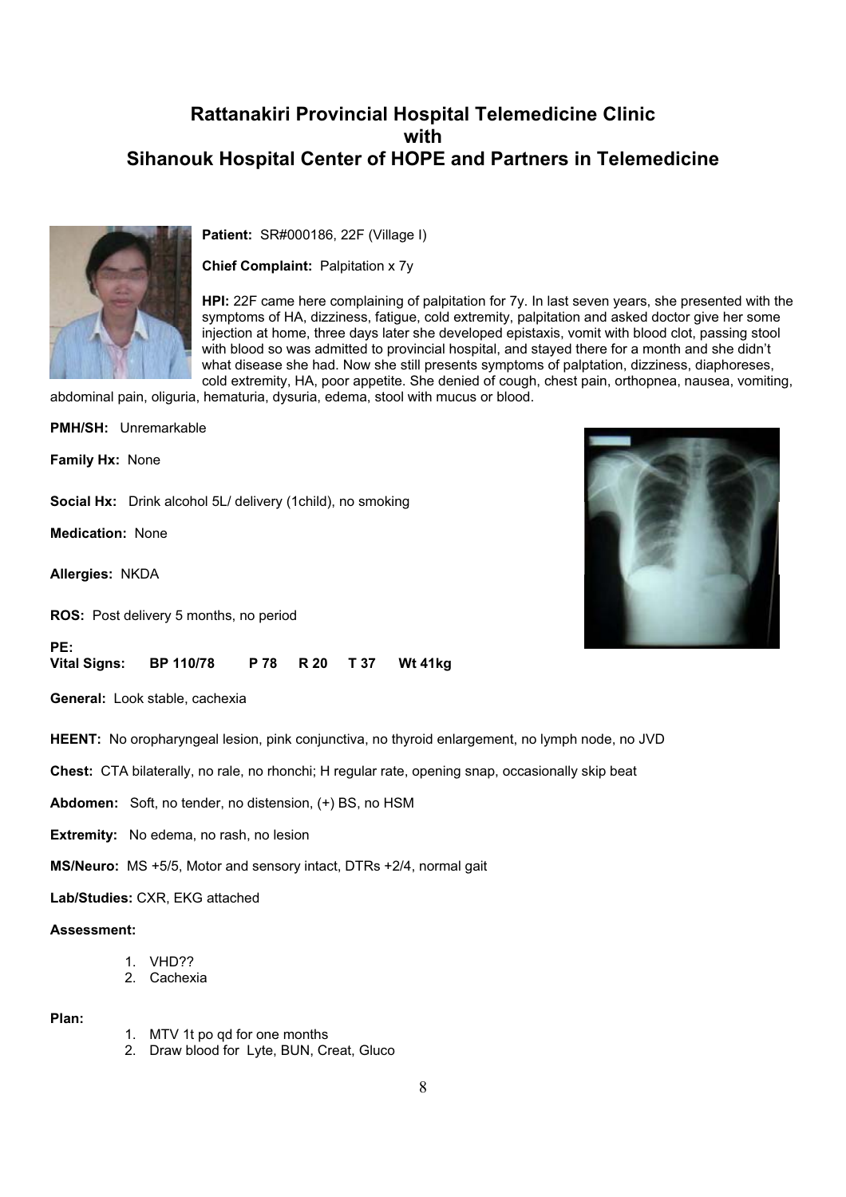# Rattanakiri Provincial Hospital Telemedicine Clinic
# with
# Sihanouk Hospital Center of HOPE and Partners in Telemedicine

**Patient:** SR#000186, 22F (Village I)

**Chief Complaint:** Palpitation x 7y

**HPI:** 22F came here complaining of palpitation for 7y. In last seven years, she presented with the symptoms of HA, dizziness, fatigue, cold extremity, palpitation and asked doctor give her some injection at home, three days later she developed epistaxis, vomit with blood clot, passing stool with blood so was admitted to provincial hospital, and stayed there for a month and she didn't what disease she had. Now she still presents symptoms of palptation, dizziness, diaphoreses, cold extremity, HA, poor appetite. She denied of cough, chest pain, orthopnea, nausea, vomiting, abdominal pain, oliguria, hematuria, dysuria, edema, stool with mucus or blood.

**PMH/SH:** Unremarkable

**Family Hx:** None

**Social Hx:** Drink alcohol 5L/ delivery (1child), no smoking

**Medication:** None

**Allergies:** NKDA

**ROS:** Post delivery 5 months, no period

**PE:**
**Vital Signs: BP 110/78 P 78 R 20 T 37 Wt 41kg**

**General:** Look stable, cachexia

**HEENT:** No oropharyngeal lesion, pink conjunctiva, no thyroid enlargement, no lymph node, no JVD

**Chest:** CTA bilaterally, no rale, no rhonchi; H regular rate, opening snap, occasionally skip beat

**Abdomen:** Soft, no tender, no distension, (+) BS, no HSM

**Extremity:** No edema, no rash, no lesion

**MS/Neuro:** MS +5/5, Motor and sensory intact, DTRs +2/4, normal gait

**Lab/Studies:** CXR, EKG attached

**Assessment:**

1. VHD??
2. Cachexia

**Plan:**

1. MTV 1t po qd for one months
2. Draw blood for Lyte, BUN, Creat, Gluco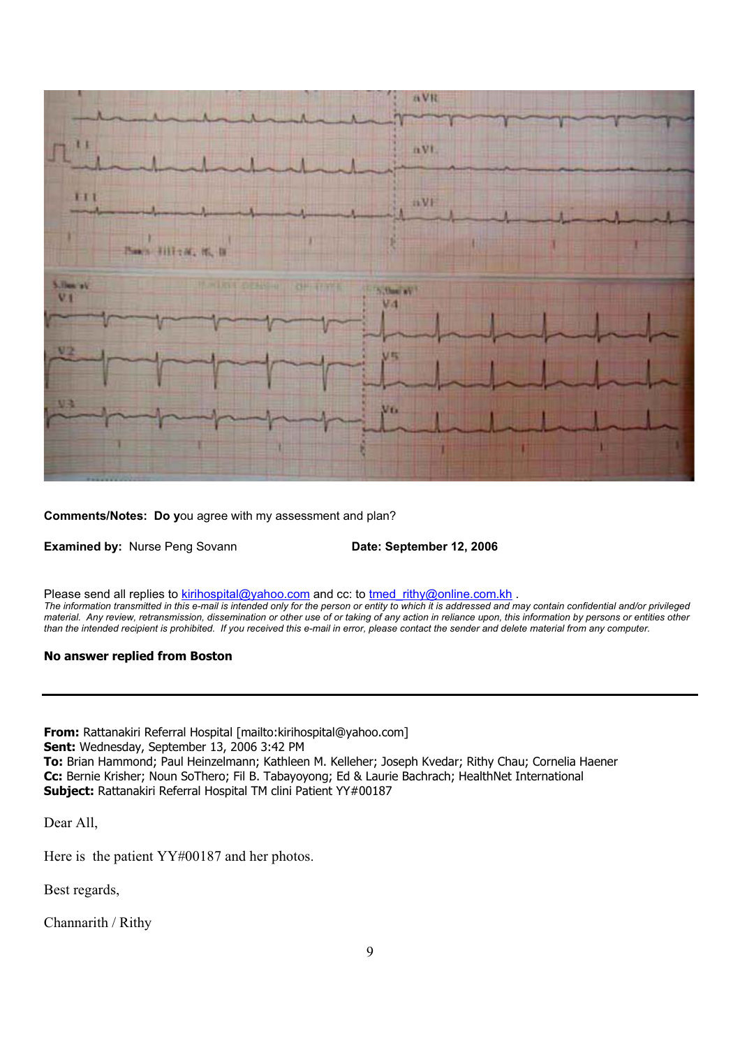**Comments/Notes: Do y**ou agree with my assessment and plan?

**Examined by:** Nurse Peng Sovann **Date: September 12, 2006**

Please send all replies to kirihospital@yahoo.com and cc: to tmed_rithy@online.com.kh .

*The information transmitted in this e-mail is intended only for the person or entity to which it is addressed and may contain confidential and/or privileged material. Any review, retransmission, dissemination or other use of or taking of any action in reliance upon, this information by persons or entities other than the intended recipient is prohibited. If you received this e-mail in error, please contact the sender and delete material from any computer.*

**No answer replied from Boston**

---

**From:** Rattanakiri Referral Hospital [mailto:kirihospital@yahoo.com]
**Sent:** Wednesday, September 13, 2006 3:42 PM
**To:** Brian Hammond; Paul Heinzelmann; Kathleen M. Kelleher; Joseph Kvedar; Rithy Chau; Cornelia Haener
**Cc:** Bernie Krisher; Noun SoThero; Fil B. Tabayoyong; Ed & Laurie Bachrach; HealthNet International
**Subject:** Rattanakiri Referral Hospital TM clini Patient YY#00187

Dear All,

Here is the patient YY#00187 and her photos.

Best regards,

Channarith / Rithy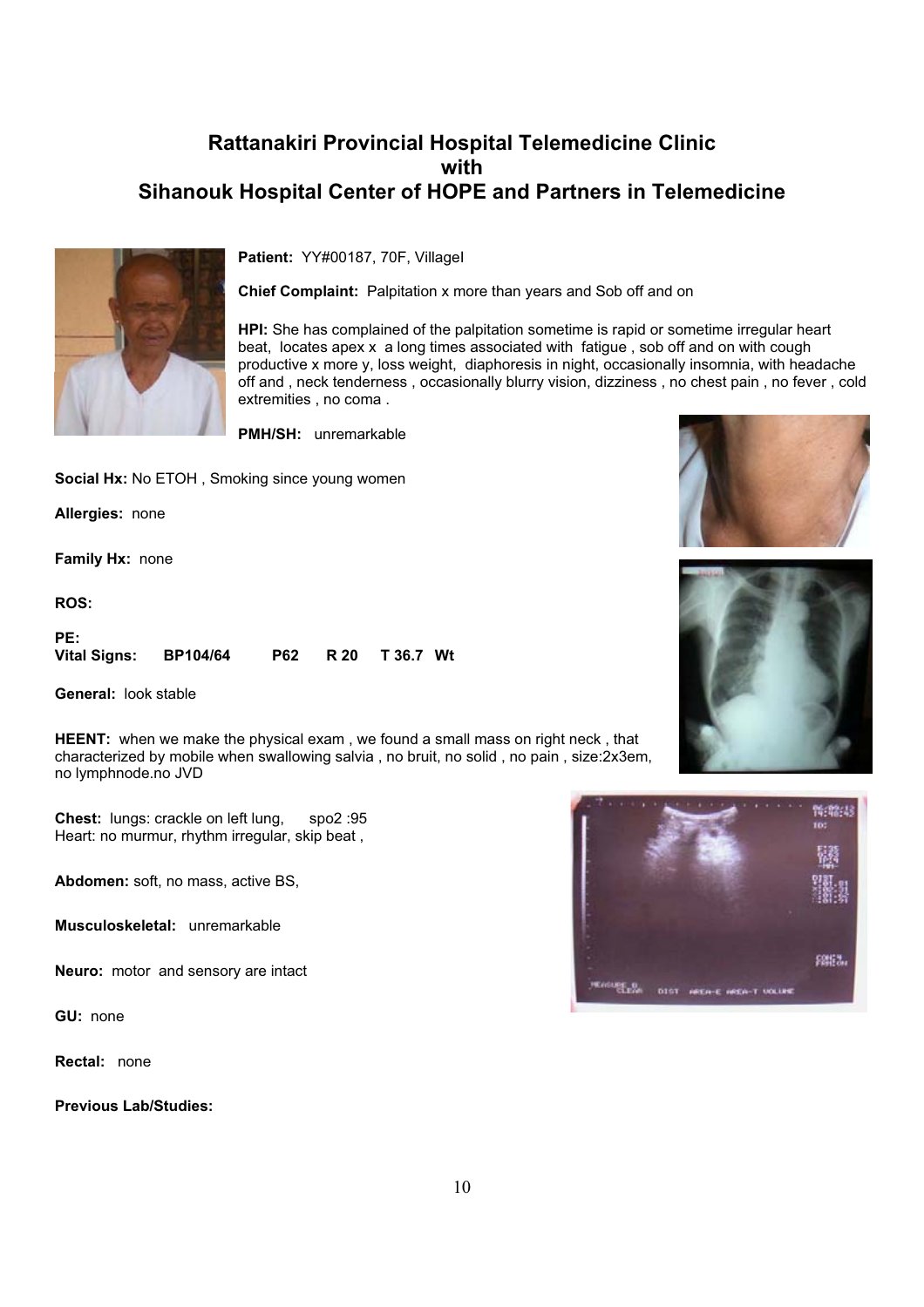# Rattanakiri Provincial Hospital Telemedicine Clinic
# with
# Sihanouk Hospital Center of HOPE and Partners in Telemedicine

**Patient:** YY#00187, 70F, VillageI

**Chief Complaint:** Palpitation x more than years and Sob off and on

**HPI:** She has complained of the palpitation sometime is rapid or sometime irregular heart beat, locates apex x a long times associated with fatigue , sob off and on with cough productive x more y, loss weight, diaphoresis in night, occasionally insomnia, with headache off and , neck tenderness , occasionally blurry vision, dizziness , no chest pain , no fever , cold extremities , no coma .

**PMH/SH:** unremarkable

**Social Hx:** No ETOH , Smoking since young women

**Allergies:** none

**Family Hx:** none

**ROS:**

**PE:**

**Vital Signs:** BP104/64 P62 R 20 T 36.7 Wt

**General:** look stable

**HEENT:** when we make the physical exam , we found a small mass on right neck , that characterized by mobile when swallowing salvia , no bruit, no solid , no pain , size:2x3em, no lymphnode.no JVD

**Chest:** lungs: crackle on left lung, spo2 :95
Heart: no murmur, rhythm irregular, skip beat ,

**Abdomen:** soft, no mass, active BS,

**Musculoskeletal:** unremarkable

**Neuro:** motor and sensory are intact

**GU:** none

**Rectal:** none

**Previous Lab/Studies:**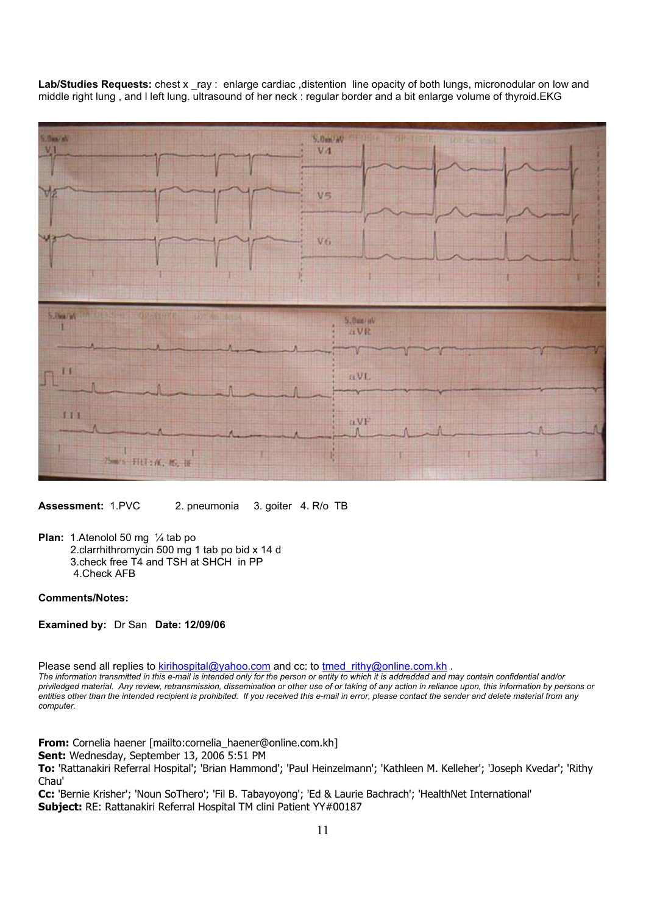**Lab/Studies Requests:** chest x _ray : enlarge cardiac ,distention line opacity of both lungs, micronodular on low and middle right lung , and l left lung. ultrasound of her neck : regular border and a bit enlarge volume of thyroid.EKG

**Assessment:** 1.PVC 2. pneumonia 3. goiter 4. R/o TB

**Plan:** 1.Atenolol 50 mg ¼ tab po
2.clarrhithromycin 500 mg 1 tab po bid x 14 d
3.check free T4 and TSH at SHCH in PP
4.Check AFB

**Comments/Notes:**

**Examined by:** Dr San **Date: 12/09/06**

Please send all replies to kirihospital@yahoo.com and cc: to tmed_rithy@online.com.kh .
*The information transmitted in this e-mail is intended only for the person or entity to which it is addreddedand may contain confidential and/or priviledged material. Any review, retransmission, dissemination or other use of or taking of any action in reliance upon, this information by persons or entities other than the intended recipient is prohibited. If you received this e-mail in error, please contact the sender and delete material from any computer.*

**From:** Cornelia haener [mailto:cornelia_haener@online.com.kh]
**Sent:** Wednesday, September 13, 2006 5:51 PM
**To:** 'Rattanakiri Referral Hospital'; 'Brian Hammond'; 'Paul Heinzelmann'; 'Kathleen M. Kelleher'; 'Joseph Kvedar'; 'Rithy Chau'
**Cc:** 'Bernie Krisher'; 'Noun SoThero'; 'Fil B. Tabayoyong'; 'Ed & Laurie Bachrach'; 'HealthNet International'
**Subject:** RE: Rattanakiri Referral Hospital TM clini Patient YY#00187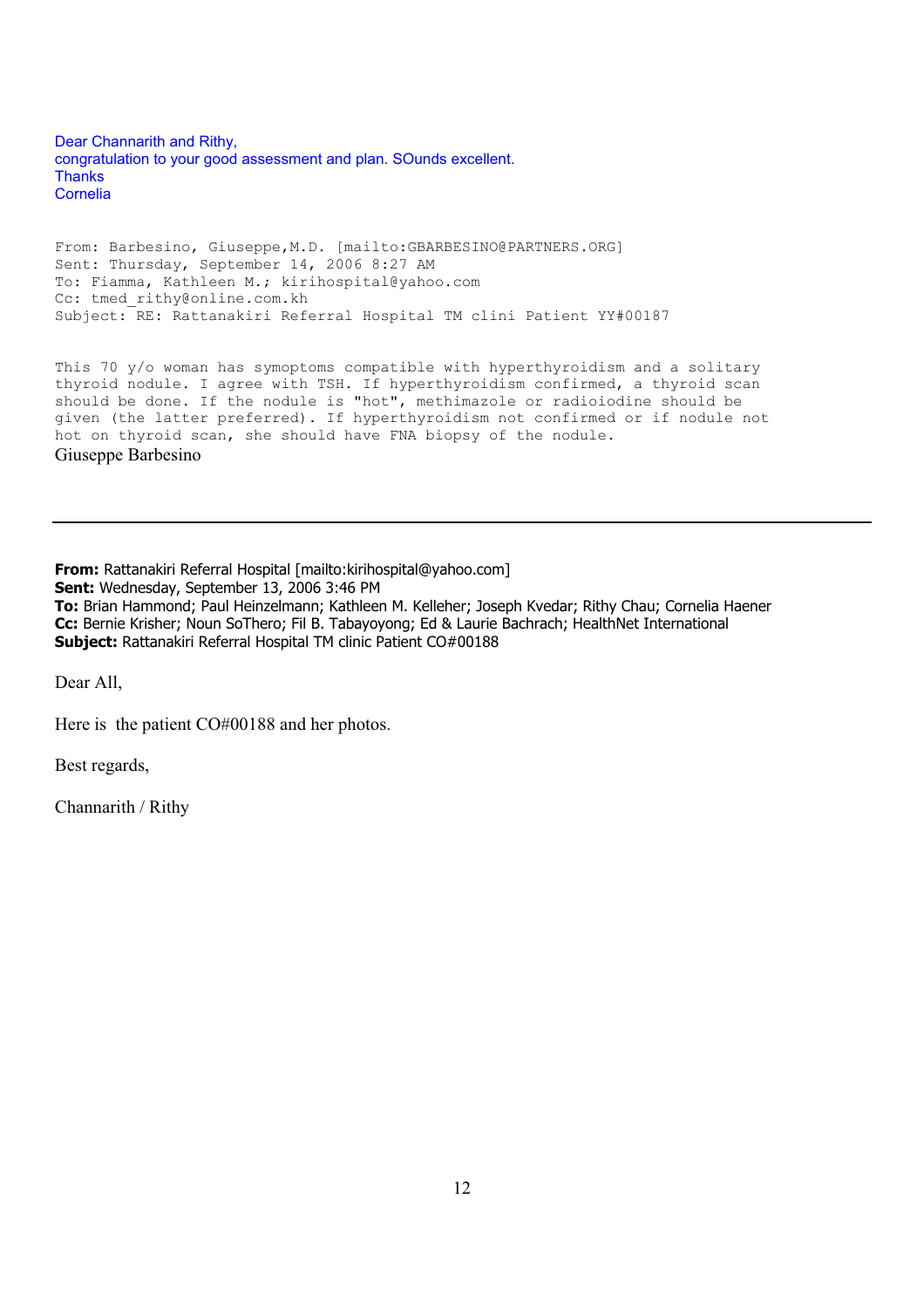Dear Channarith and Rithy,
congratulation to your good assessment and plan. SOunds excellent.
Thanks
Cornelia

From: Barbesino, Giuseppe,M.D. [mailto:GBARBESINO@PARTNERS.ORG]
Sent: Thursday, September 14, 2006 8:27 AM
To: Fiamma, Kathleen M.; kirihospital@yahoo.com
Cc: tmed_rithy@online.com.kh
Subject: RE: Rattanakiri Referral Hospital TM clini Patient YY#00187

This 70 y/o woman has symoptoms compatible with hyperthyroidism and a solitary thyroid nodule. I agree with TSH. If hyperthyroidism confirmed, a thyroid scan should be done. If the nodule is "hot", methimazole or radioiodine should be given (the latter preferred). If hyperthyroidism not confirmed or if nodule not hot on thyroid scan, she should have FNA biopsy of the nodule.
Giuseppe Barbesino

---

**From:** Rattanakiri Referral Hospital [mailto:kirihospital@yahoo.com]
**Sent:** Wednesday, September 13, 2006 3:46 PM
**To:** Brian Hammond; Paul Heinzelmann; Kathleen M. Kelleher; Joseph Kvedar; Rithy Chau; Cornelia Haener
**Cc:** Bernie Krisher; Noun SoThero; Fil B. Tabayoyong; Ed & Laurie Bachrach; HealthNet International
**Subject:** Rattanakiri Referral Hospital TM clinic Patient CO#00188

Dear All,

Here is the patient CO#00188 and her photos.

Best regards,

Channarith / Rithy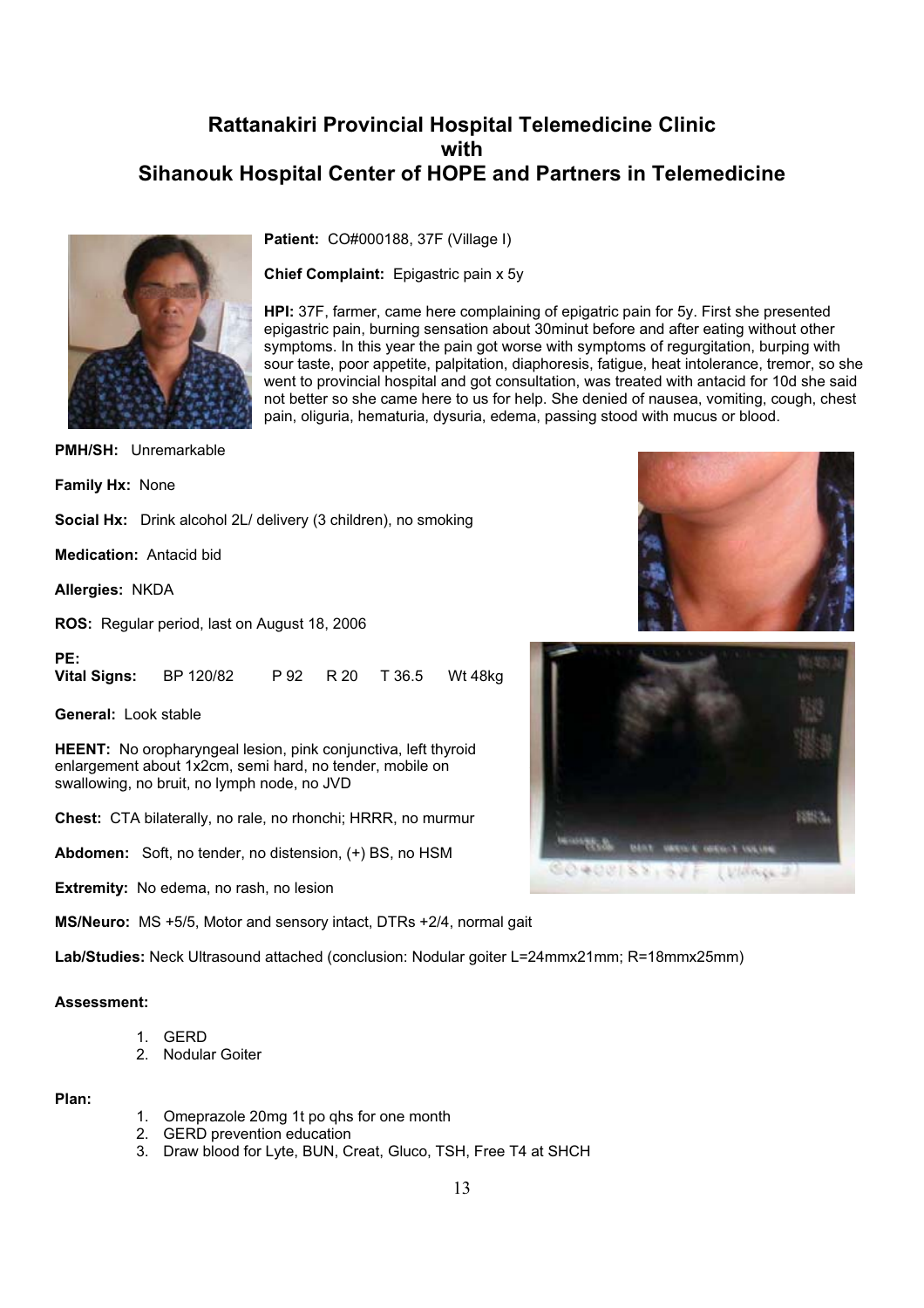# Rattanakiri Provincial Hospital Telemedicine Clinic
# with
# Sihanouk Hospital Center of HOPE and Partners in Telemedicine

**Patient:** CO#000188, 37F (Village I)

**Chief Complaint:** Epigastric pain x 5y

**HPI:** 37F, farmer, came here complaining of epigatric pain for 5y. First she presented epigastric pain, burning sensation about 30minut before and after eating without other symptoms. In this year the pain got worse with symptoms of regurgitation, burping with sour taste, poor appetite, palpitation, diaphoresis, fatigue, heat intolerance, tremor, so she went to provincial hospital and got consultation, was treated with antacid for 10d she said not better so she came here to us for help. She denied of nausea, vomiting, cough, chest pain, oliguria, hematuria, dysuria, edema, passing stood with mucus or blood.

**PMH/SH:** Unremarkable

**Family Hx:** None

**Social Hx:** Drink alcohol 2L/ delivery (3 children), no smoking

**Medication:** Antacid bid

**Allergies:** NKDA

**ROS:** Regular period, last on August 18, 2006

**PE:**

**Vital Signs:** BP 120/82 P 92 R 20 T 36.5 Wt 48kg

**General:** Look stable

**HEENT:** No oropharyngeal lesion, pink conjunctiva, left thyroid enlargement about 1x2cm, semi hard, no tender, mobile on swallowing, no bruit, no lymph node, no JVD

**Chest:** CTA bilaterally, no rale, no rhonchi; HRRR, no murmur

**Abdomen:** Soft, no tender, no distension, (+) BS, no HSM

**Extremity:** No edema, no rash, no lesion

**MS/Neuro:** MS +5/5, Motor and sensory intact, DTRs +2/4, normal gait

**Lab/Studies:** Neck Ultrasound attached (conclusion: Nodular goiter L=24mmx21mm; R=18mmx25mm)

**Assessment:**

1. GERD
2. Nodular Goiter

**Plan:**

1. Omeprazole 20mg 1t po qhs for one month
2. GERD prevention education
3. Draw blood for Lyte, BUN, Creat, Gluco, TSH, Free T4 at SHCH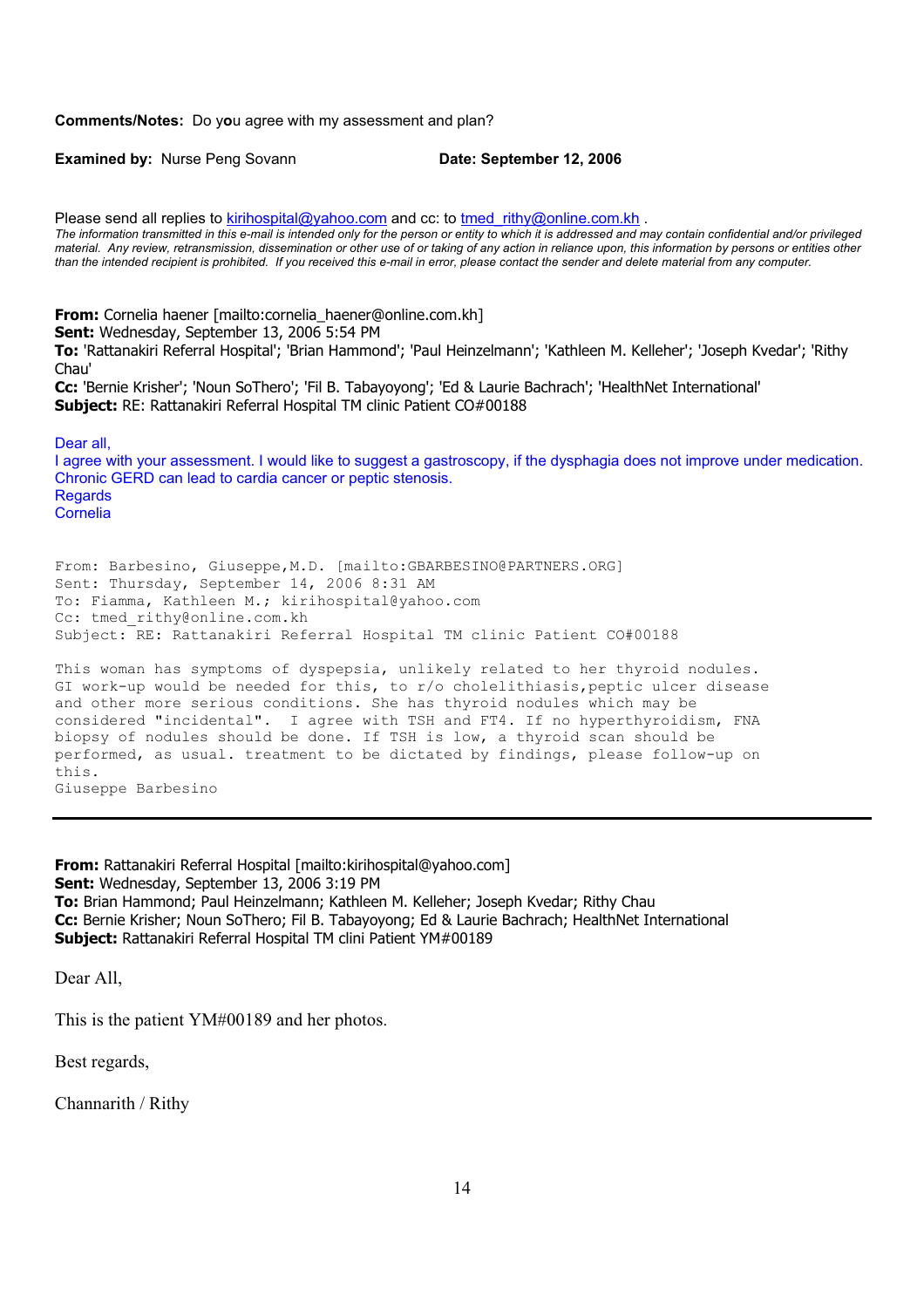**Comments/Notes:** Do you agree with my assessment and plan?

**Examined by:** Nurse Peng Sovann **Date: September 12, 2006**

Please send all replies to kirihospital@yahoo.com and cc: to tmed_rithy@online.com.kh .

*The information transmitted in this e-mail is intended only for the person or entity to which it is addressed and may contain confidential and/or privileged material. Any review, retransmission, dissemination or other use of or taking of any action in reliance upon, this information by persons or entities other than the intended recipient is prohibited. If you received this e-mail in error, please contact the sender and delete material from any computer.*

**From:** Cornelia haener [mailto:cornelia_haener@online.com.kh]
**Sent:** Wednesday, September 13, 2006 5:54 PM
**To:** 'Rattanakiri Referral Hospital'; 'Brian Hammond'; 'Paul Heinzelmann'; 'Kathleen M. Kelleher'; 'Joseph Kvedar'; 'Rithy Chau'
**Cc:** 'Bernie Krisher'; 'Noun SoThero'; 'Fil B. Tabayoyong'; 'Ed & Laurie Bachrach'; 'HealthNet International'
**Subject:** RE: Rattanakiri Referral Hospital TM clinic Patient CO#00188

Dear all,
I agree with your assessment. I would like to suggest a gastroscopy, if the dysphagia does not improve under medication. Chronic GERD can lead to cardia cancer or peptic stenosis.
Regards
Cornelia

From: Barbesino, Giuseppe,M.D. [mailto:GBARBESINO@PARTNERS.ORG]
Sent: Thursday, September 14, 2006 8:31 AM
To: Fiamma, Kathleen M.; kirihospital@yahoo.com
Cc: tmed_rithy@online.com.kh
Subject: RE: Rattanakiri Referral Hospital TM clinic Patient CO#00188

This woman has symptoms of dyspepsia, unlikely related to her thyroid nodules. GI work-up would be needed for this, to r/o cholelithiasis,peptic ulcer disease and other more serious conditions. She has thyroid nodules which may be considered "incidental". I agree with TSH and FT4. If no hyperthyroidism, FNA biopsy of nodules should be done. If TSH is low, a thyroid scan should be performed, as usual. treatment to be dictated by findings, please follow-up on this.
Giuseppe Barbesino

---

**From:** Rattanakiri Referral Hospital [mailto:kirihospital@yahoo.com]
**Sent:** Wednesday, September 13, 2006 3:19 PM
**To:** Brian Hammond; Paul Heinzelmann; Kathleen M. Kelleher; Joseph Kvedar; Rithy Chau
**Cc:** Bernie Krisher; Noun SoThero; Fil B. Tabayoyong; Ed & Laurie Bachrach; HealthNet International
**Subject:** Rattanakiri Referral Hospital TM clini Patient YM#00189

Dear All,

This is the patient YM#00189 and her photos.

Best regards,

Channarith / Rithy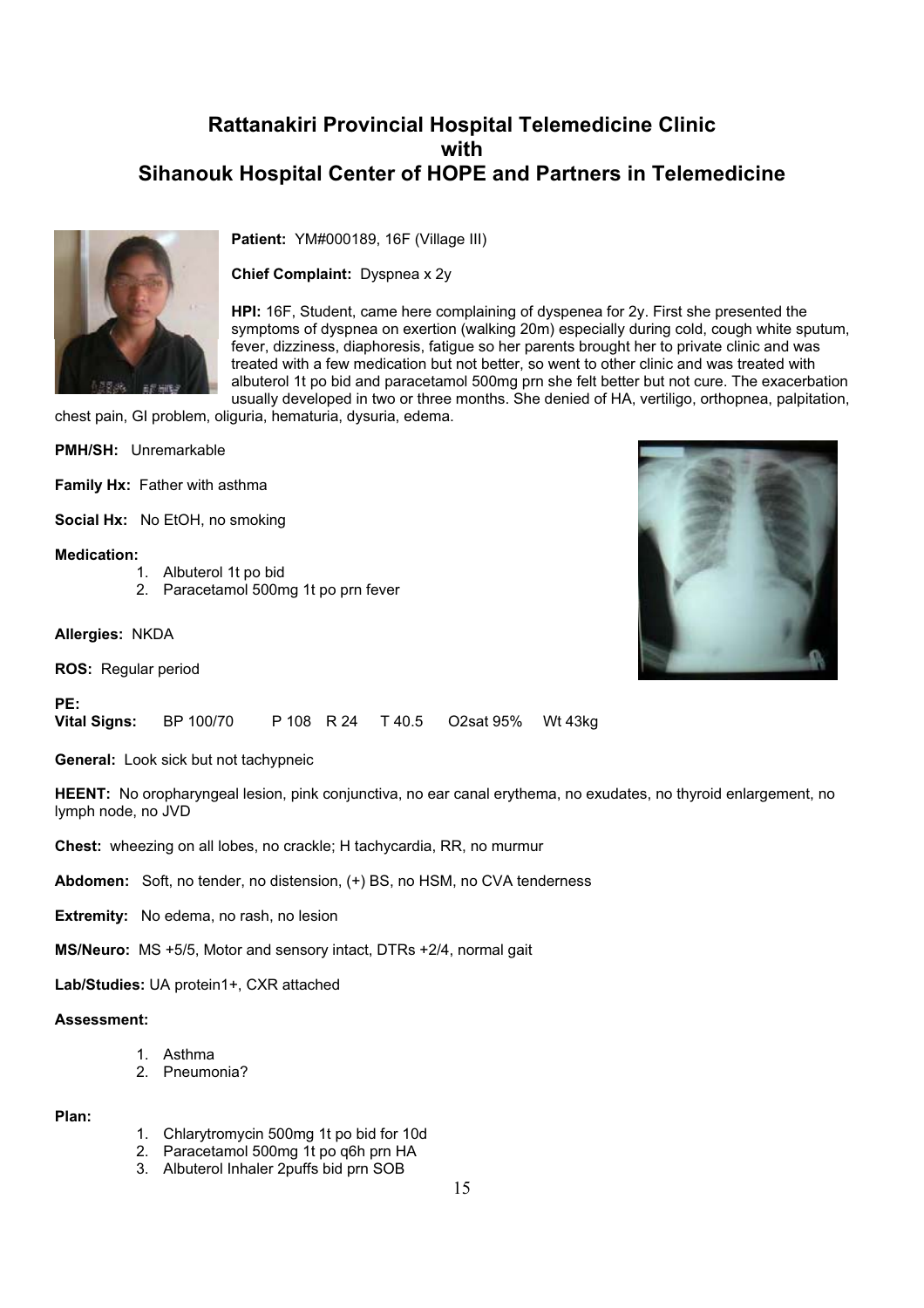# Rattanakiri Provincial Hospital Telemedicine Clinic
# with
# Sihanouk Hospital Center of HOPE and Partners in Telemedicine

**Patient:** YM#000189, 16F (Village III)

**Chief Complaint:** Dyspnea x 2y

**HPI:** 16F, Student, came here complaining of dyspenea for 2y. First she presented the symptoms of dyspnea on exertion (walking 20m) especially during cold, cough white sputum, fever, dizziness, diaphoresis, fatigue so her parents brought her to private clinic and was treated with a few medication but not better, so went to other clinic and was treated with albuterol 1t po bid and paracetamol 500mg prn she felt better but not cure. The exacerbation usually developed in two or three months. She denied of HA, vertiligo, orthopnea, palpitation, chest pain, GI problem, oliguria, hematuria, dysuria, edema.

**PMH/SH:** Unremarkable

**Family Hx:** Father with asthma

**Social Hx:** No EtOH, no smoking

**Medication:**

1. Albuterol 1t po bid
2. Paracetamol 500mg 1t po prn fever

**Allergies:** NKDA

**ROS:** Regular period

**PE:**

**Vital Signs:** BP 100/70 P 108 R 24 T 40.5 O2sat 95% Wt 43kg

**General:** Look sick but not tachypneic

**HEENT:** No oropharyngeal lesion, pink conjunctiva, no ear canal erythema, no exudates, no thyroid enlargement, no lymph node, no JVD

**Chest:** wheezing on all lobes, no crackle; H tachycardia, RR, no murmur

**Abdomen:** Soft, no tender, no distension, (+) BS, no HSM, no CVA tenderness

**Extremity:** No edema, no rash, no lesion

**MS/Neuro:** MS +5/5, Motor and sensory intact, DTRs +2/4, normal gait

**Lab/Studies:** UA protein1+, CXR attached

**Assessment:**

1. Asthma
2. Pneumonia?

**Plan:**

1. Chlarytromycin 500mg 1t po bid for 10d
2. Paracetamol 500mg 1t po q6h prn HA
3. Albuterol Inhaler 2puffs bid prn SOB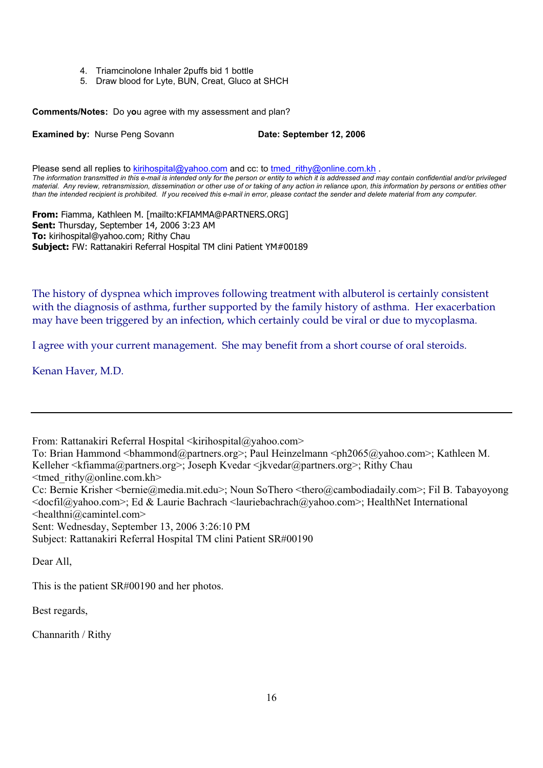4. Triamcinolone Inhaler 2puffs bid 1 bottle
5. Draw blood for Lyte, BUN, Creat, Gluco at SHCH

**Comments/Notes:** Do you agree with my assessment and plan?

**Examined by:** Nurse Peng Sovann **Date: September 12, 2006**

Please send all replies to kirihospital@yahoo.com and cc: to tmed_rithy@online.com.kh .
*The information transmitted in this e-mail is intended only for the person or entity to which it is addressed and may contain confidential and/or privileged material. Any review, retransmission, dissemination or other use of or taking of any action in reliance upon, this information by persons or entities other than the intended recipient is prohibited. If you received this e-mail in error, please contact the sender and delete material from any computer.*

**From:** Fiamma, Kathleen M. [mailto:KFIAMMA@PARTNERS.ORG]
**Sent:** Thursday, September 14, 2006 3:23 AM
**To:** kirihospital@yahoo.com; Rithy Chau
**Subject:** FW: Rattanakiri Referral Hospital TM clini Patient YM#00189

The history of dyspnea which improves following treatment with albuterol is certainly consistent with the diagnosis of asthma, further supported by the family history of asthma. Her exacerbation may have been triggered by an infection, which certainly could be viral or due to mycoplasma.

I agree with your current management. She may benefit from a short course of oral steroids.

Kenan Haver, M.D.

---

From: Rattanakiri Referral Hospital <kirihospital@yahoo.com>
To: Brian Hammond <bhammond@partners.org>; Paul Heinzelmann <ph2065@yahoo.com>; Kathleen M. Kelleher <kfiamma@partners.org>; Joseph Kvedar <jkvedar@partners.org>; Rithy Chau <tmed_rithy@online.com.kh>
Cc: Bernie Krisher <bernie@media.mit.edu>; Noun SoThero <thero@cambodiadaily.com>; Fil B. Tabayoyong <docfil@yahoo.com>; Ed & Laurie Bachrach <lauriebachrach@yahoo.com>; HealthNet International <healthni@camintel.com>
Sent: Wednesday, September 13, 2006 3:26:10 PM
Subject: Rattanakiri Referral Hospital TM clini Patient SR#00190

Dear All,

This is the patient SR#00190 and her photos.

Best regards,

Channarith / Rithy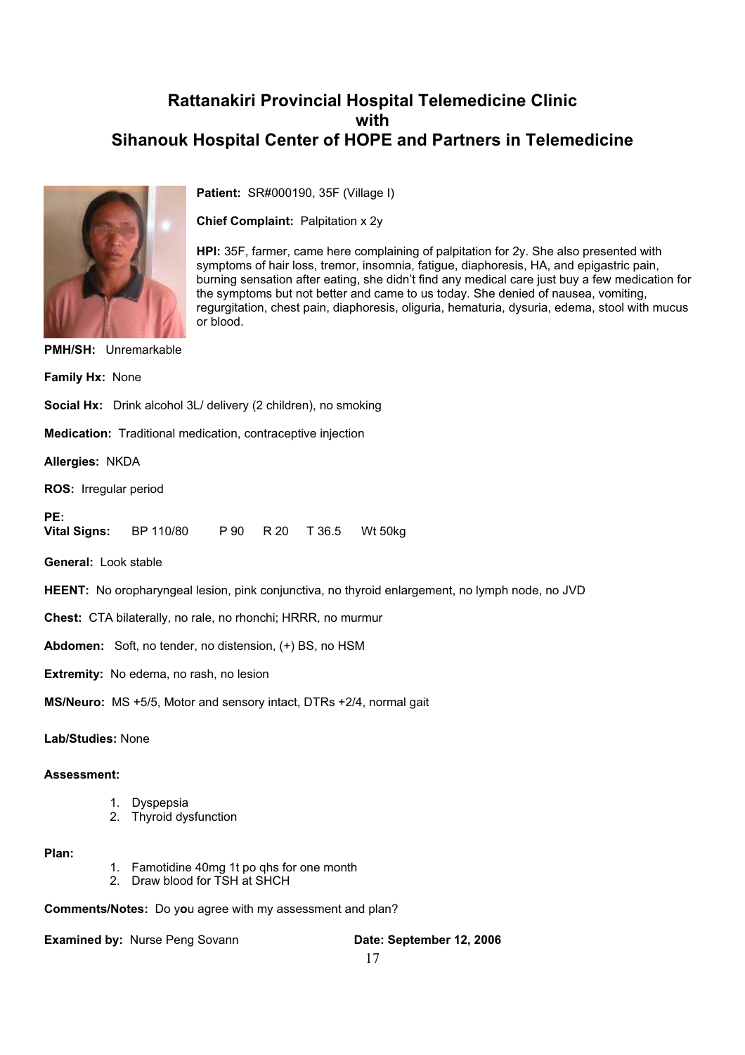# Rattanakiri Provincial Hospital Telemedicine Clinic
# with
# Sihanouk Hospital Center of HOPE and Partners in Telemedicine

**Patient:** SR#000190, 35F (Village I)

**Chief Complaint:** Palpitation x 2y

**HPI:** 35F, farmer, came here complaining of palpitation for 2y. She also presented with symptoms of hair loss, tremor, insomnia, fatigue, diaphoresis, HA, and epigastric pain, burning sensation after eating, she didn't find any medical care just buy a few medication for the symptoms but not better and came to us today. She denied of nausea, vomiting, regurgitation, chest pain, diaphoresis, oliguria, hematuria, dysuria, edema, stool with mucus or blood.

**PMH/SH:** Unremarkable

**Family Hx:** None

**Social Hx:** Drink alcohol 3L/ delivery (2 children), no smoking

**Medication:** Traditional medication, contraceptive injection

**Allergies:** NKDA

**ROS:** Irregular period

**PE:**
**Vital Signs:** BP 110/80 P 90 R 20 T 36.5 Wt 50kg

**General:** Look stable

**HEENT:** No oropharyngeal lesion, pink conjunctiva, no thyroid enlargement, no lymph node, no JVD

**Chest:** CTA bilaterally, no rale, no rhonchi; HRRR, no murmur

**Abdomen:** Soft, no tender, no distension, (+) BS, no HSM

**Extremity:** No edema, no rash, no lesion

**MS/Neuro:** MS +5/5, Motor and sensory intact, DTRs +2/4, normal gait

**Lab/Studies:** None

**Assessment:**

1. Dyspepsia
2. Thyroid dysfunction

**Plan:**

1. Famotidine 40mg 1t po qhs for one month
2. Draw blood for TSH at SHCH

**Comments/Notes:** Do you agree with my assessment and plan?

**Examined by:** Nurse Peng Sovann **Date: September 12, 2006**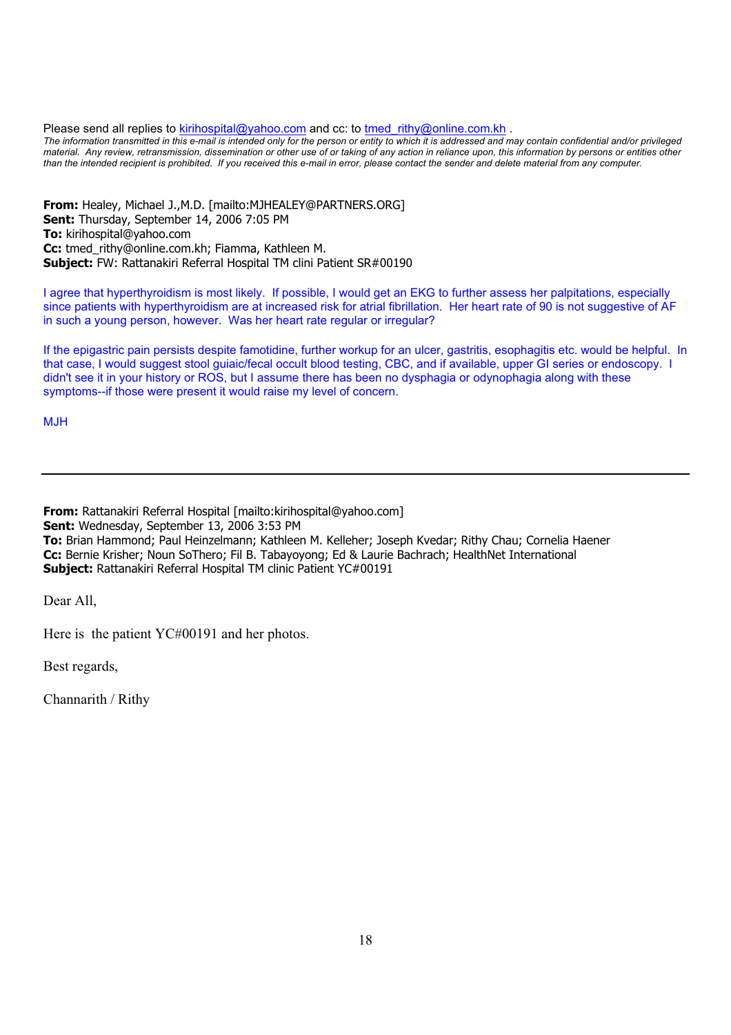Please send all replies to kirihospital@yahoo.com and cc: to tmed_rithy@online.com.kh .

*The information transmitted in this e-mail is intended only for the person or entity to which it is addressed and may contain confidential and/or privileged material. Any review, retransmission, dissemination or other use of or taking of any action in reliance upon, this information by persons or entities other than the intended recipient is prohibited. If you received this e-mail in error, please contact the sender and delete material from any computer.*

**From:** Healey, Michael J.,M.D. [mailto:MJHEALEY@PARTNERS.ORG]
**Sent:** Thursday, September 14, 2006 7:05 PM
**To:** kirihospital@yahoo.com
**Cc:** tmed_rithy@online.com.kh; Fiamma, Kathleen M.
**Subject:** FW: Rattanakiri Referral Hospital TM clini Patient SR#00190

I agree that hyperthyroidism is most likely. If possible, I would get an EKG to further assess her palpitations, especially since patients with hyperthyroidism are at increased risk for atrial fibrillation. Her heart rate of 90 is not suggestive of AF in such a young person, however. Was her heart rate regular or irregular?

If the epigastric pain persists despite famotidine, further workup for an ulcer, gastritis, esophagitis etc. would be helpful. In that case, I would suggest stool guiaic/fecal occult blood testing, CBC, and if available, upper GI series or endoscopy. I didn't see it in your history or ROS, but I assume there has been no dysphagia or odynophagia along with these symptoms--if those were present it would raise my level of concern.

MJH

---

**From:** Rattanakiri Referral Hospital [mailto:kirihospital@yahoo.com]
**Sent:** Wednesday, September 13, 2006 3:53 PM
**To:** Brian Hammond; Paul Heinzelmann; Kathleen M. Kelleher; Joseph Kvedar; Rithy Chau; Cornelia Haener
**Cc:** Bernie Krisher; Noun SoThero; Fil B. Tabayoyong; Ed & Laurie Bachrach; HealthNet International
**Subject:** Rattanakiri Referral Hospital TM clinic Patient YC#00191

Dear All,

Here is the patient YC#00191 and her photos.

Best regards,

Channarith / Rithy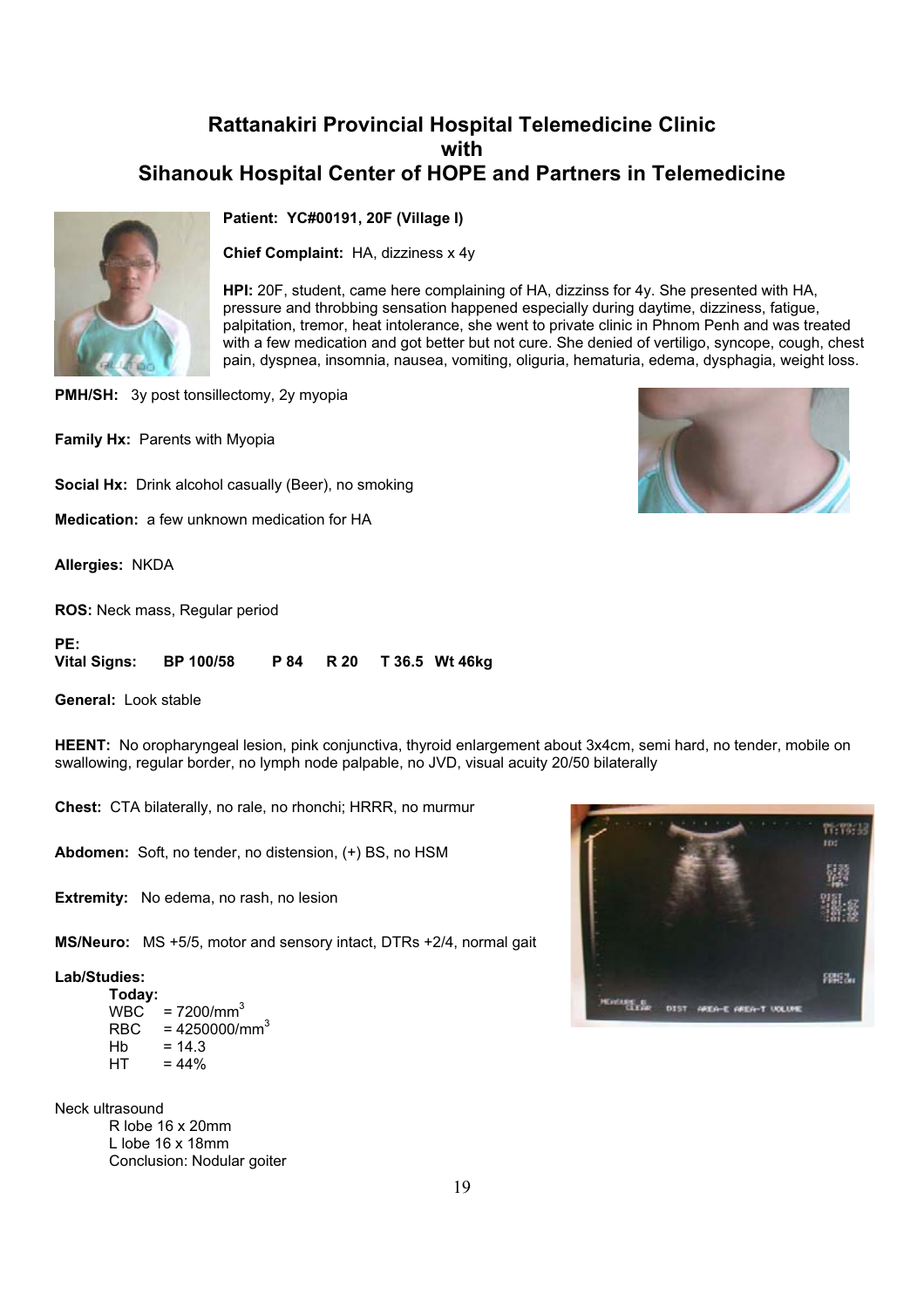## Rattanakiri Provincial Hospital Telemedicine Clinic
## with
## Sihanouk Hospital Center of HOPE and Partners in Telemedicine

**Patient: YC#00191, 20F (Village I)**

**Chief Complaint:** HA, dizziness x 4y

**HPI:** 20F, student, came here complaining of HA, dizzinss for 4y. She presented with HA, pressure and throbbing sensation happened especially during daytime, dizziness, fatigue, palpitation, tremor, heat intolerance, she went to private clinic in Phnom Penh and was treated with a few medication and got better but not cure. She denied of vertiligo, syncope, cough, chest pain, dyspnea, insomnia, nausea, vomiting, oliguria, hematuria, edema, dysphagia, weight loss.

**PMH/SH:** 3y post tonsillectomy, 2y myopia

**Family Hx:** Parents with Myopia

**Social Hx:** Drink alcohol casually (Beer), no smoking

**Medication:** a few unknown medication for HA

**Allergies:** NKDA

**ROS:** Neck mass, Regular period

**PE:**
**Vital Signs: BP 100/58 P 84 R 20 T 36.5 Wt 46kg**

**General:** Look stable

**HEENT:** No oropharyngeal lesion, pink conjunctiva, thyroid enlargement about 3x4cm, semi hard, no tender, mobile on swallowing, regular border, no lymph node palpable, no JVD, visual acuity 20/50 bilaterally

**Chest:** CTA bilaterally, no rale, no rhonchi; HRRR, no murmur

**Abdomen:** Soft, no tender, no distension, (+) BS, no HSM

**Extremity:** No edema, no rash, no lesion

**MS/Neuro:** MS +5/5, motor and sensory intact, DTRs +2/4, normal gait

**Lab/Studies:**

**Today:**
- WBC = 7200/mm$^3$
- RBC = 4250000/mm$^3$
- Hb = 14.3
- HT = 44%

Neck ultrasound
- R lobe 16 x 20mm
- L lobe 16 x 18mm
- Conclusion: Nodular goiter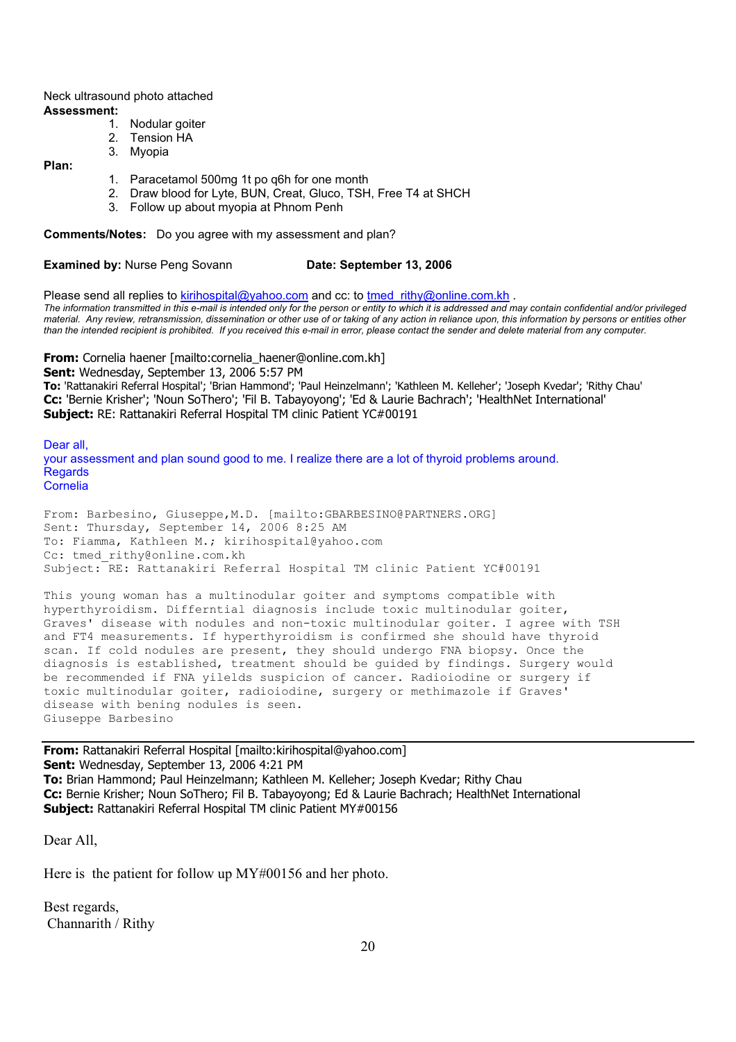Neck ultrasound photo attached

**Assessment:**

1. Nodular goiter
2. Tension HA
3. Myopia

**Plan:**

1. Paracetamol 500mg 1t po q6h for one month
2. Draw blood for Lyte, BUN, Creat, Gluco, TSH, Free T4 at SHCH
3. Follow up about myopia at Phnom Penh

**Comments/Notes:** Do you agree with my assessment and plan?

**Examined by:** Nurse Peng Sovann **Date: September 13, 2006**

Please send all replies to kirihospital@yahoo.com and cc: to tmed_rithy@online.com.kh .

*The information transmitted in this e-mail is intended only for the person or entity to which it is addressed and may contain confidential and/or privileged material. Any review, retransmission, dissemination or other use of or taking of any action in reliance upon, this information by persons or entities other than the intended recipient is prohibited. If you received this e-mail in error, please contact the sender and delete material from any computer.*

**From:** Cornelia haener [mailto:cornelia_haener@online.com.kh]
**Sent:** Wednesday, September 13, 2006 5:57 PM
**To:** 'Rattanakiri Referral Hospital'; 'Brian Hammond'; 'Paul Heinzelmann'; 'Kathleen M. Kelleher'; 'Joseph Kvedar'; 'Rithy Chau'
**Cc:** 'Bernie Krisher'; 'Noun SoThero'; 'Fil B. Tabayoyong'; 'Ed & Laurie Bachrach'; 'HealthNet International'
**Subject:** RE: Rattanakiri Referral Hospital TM clinic Patient YC#00191

Dear all,
your assessment and plan sound good to me. I realize there are a lot of thyroid problems around.
Regards
Cornelia

From: Barbesino, Giuseppe,M.D. [mailto:GBARBESINO@PARTNERS.ORG]
Sent: Thursday, September 14, 2006 8:25 AM
To: Fiamma, Kathleen M.; kirihospital@yahoo.com
Cc: tmed_rithy@online.com.kh
Subject: RE: Rattanakiri Referral Hospital TM clinic Patient YC#00191

This young woman has a multinodular goiter and symptoms compatible with hyperthyroidism. Differntial diagnosis include toxic multinodular goiter, Graves' disease with nodules and non-toxic multinodular goiter. I agree with TSH and FT4 measurements. If hyperthyroidism is confirmed she should have thyroid scan. If cold nodules are present, they should undergo FNA biopsy. Once the diagnosis is established, treatment should be guided by findings. Surgery would be recommended if FNA yielelds suspicion of cancer. Radioiodine or surgery if toxic multinodular goiter, radioiodine, surgery or methimazole if Graves' disease with bening nodules is seen.
Giuseppe Barbesino

---

**From:** Rattanakiri Referral Hospital [mailto:kirihospital@yahoo.com]
**Sent:** Wednesday, September 13, 2006 4:21 PM
**To:** Brian Hammond; Paul Heinzelmann; Kathleen M. Kelleher; Joseph Kvedar; Rithy Chau
**Cc:** Bernie Krisher; Noun SoThero; Fil B. Tabayoyong; Ed & Laurie Bachrach; HealthNet International
**Subject:** Rattanakiri Referral Hospital TM clinic Patient MY#00156

Dear All,

Here is the patient for follow up MY#00156 and her photo.

Best regards,
Channarith / Rithy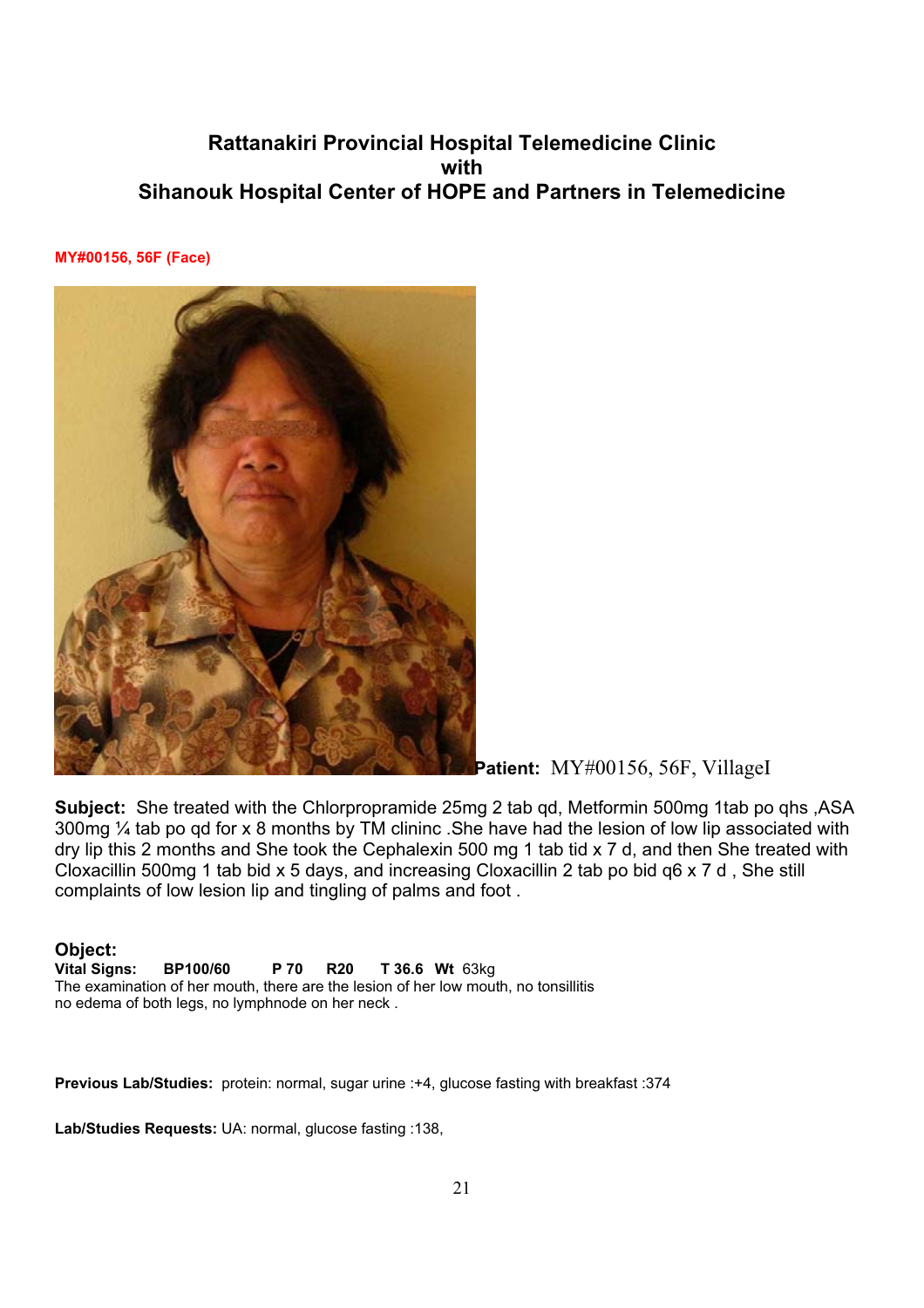## Rattanakiri Provincial Hospital Telemedicine Clinic
## with
## Sihanouk Hospital Center of HOPE and Partners in Telemedicine

**MY#00156, 56F (Face)**

**Patient:** MY#00156, 56F, VillageI

**Subject:** She treated with the Chlorpropramide 25mg 2 tab qd, Metformin 500mg 1tab po qhs ,ASA 300mg ¼ tab po qd for x 8 months by TM clininc .She have had the lesion of low lip associated with dry lip this 2 months and She took the Cephalexin 500 mg 1 tab tid x 7 d, and then She treated with Cloxacillin 500mg 1 tab bid x 5 days, and increasing Cloxacillin 2 tab po bid q6 x 7 d , She still complaints of low lesion lip and tingling of palms and foot .

**Object:**

**Vital Signs:** **BP100/60** **P 70** **R20** **T 36.6** **Wt** 63kg

The examination of her mouth, there are the lesion of her low mouth, no tonsillitis no edema of both legs, no lymphnode on her neck .

**Previous Lab/Studies:** protein: normal, sugar urine :+4, glucose fasting with breakfast :374

**Lab/Studies Requests:** UA: normal, glucose fasting :138,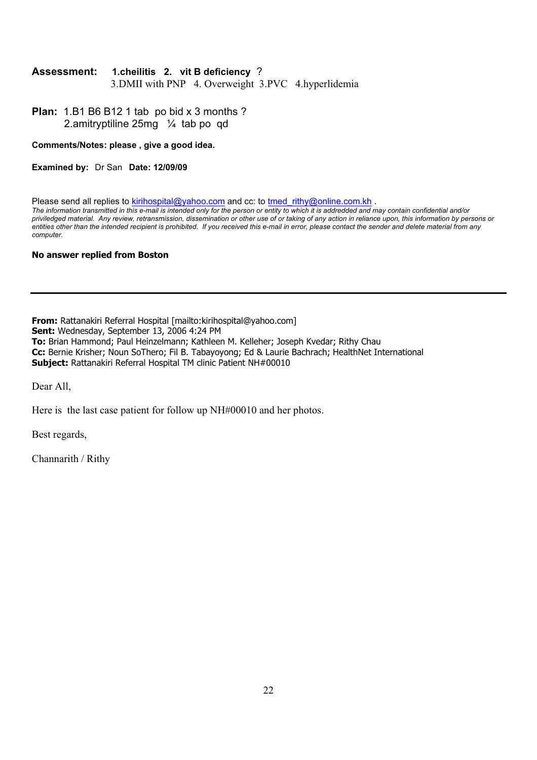**Assessment:** **1.cheilitis 2. vit B deficiency** ?
3.DMII with PNP 4. Overweight 3.PVC 4.hyperlidemia

**Plan:** 1.B1 B6 B12 1 tab po bid x 3 months ?
2.amitryptiline 25mg ¼ tab po qd

**Comments/Notes: please , give a good idea.**

**Examined by:** Dr San **Date: 12/09/09**

Please send all replies to kirihospital@yahoo.com and cc: to tmed_rithy@online.com.kh .
*The information transmitted in this e-mail is intended only for the person or entity to which it is addredded and may contain confidential and/or priviledged material. Any review, retransmission, dissemination or other use of or taking of any action in reliance upon, this information by persons or entities other than the intended recipient is prohibited. If you received this e-mail in error, please contact the sender and delete material from any computer.*

**No answer replied from Boston**

---

**From:** Rattanakiri Referral Hospital [mailto:kirihospital@yahoo.com]
**Sent:** Wednesday, September 13, 2006 4:24 PM
**To:** Brian Hammond; Paul Heinzelmann; Kathleen M. Kelleher; Joseph Kvedar; Rithy Chau
**Cc:** Bernie Krisher; Noun SoThero; Fil B. Tabayoyong; Ed & Laurie Bachrach; HealthNet International
**Subject:** Rattanakiri Referral Hospital TM clinic Patient NH#00010

Dear All,

Here is the last case patient for follow up NH#00010 and her photos.

Best regards,

Channarith / Rithy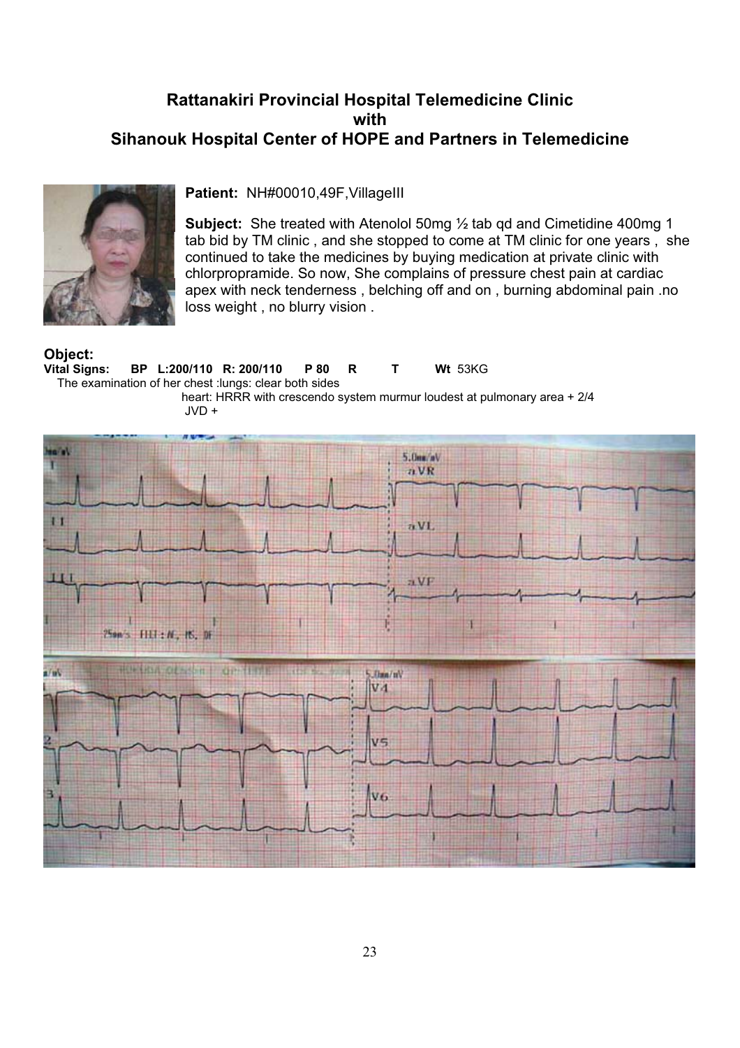## Rattanakiri Provincial Hospital Telemedicine Clinic
## with
## Sihanouk Hospital Center of HOPE and Partners in Telemedicine

**Patient:** NH#00010,49F,VillageIII

**Subject:** She treated with Atenolol 50mg ½ tab qd and Cimetidine 400mg 1 tab bid by TM clinic , and she stopped to come at TM clinic for one years , she continued to take the medicines by buying medication at private clinic with chlorpropramide. So now, She complains of pressure chest pain at cardiac apex with neck tenderness , belching off and on , burning abdominal pain .no loss weight , no blurry vision .

**Object:**

**Vital Signs: BP L:200/110 R: 200/110 P 80 R T Wt** 53KG

The examination of her chest :lungs: clear both sides

heart: HRRR with crescendo system murmur loudest at pulmonary area + 2/4

JVD +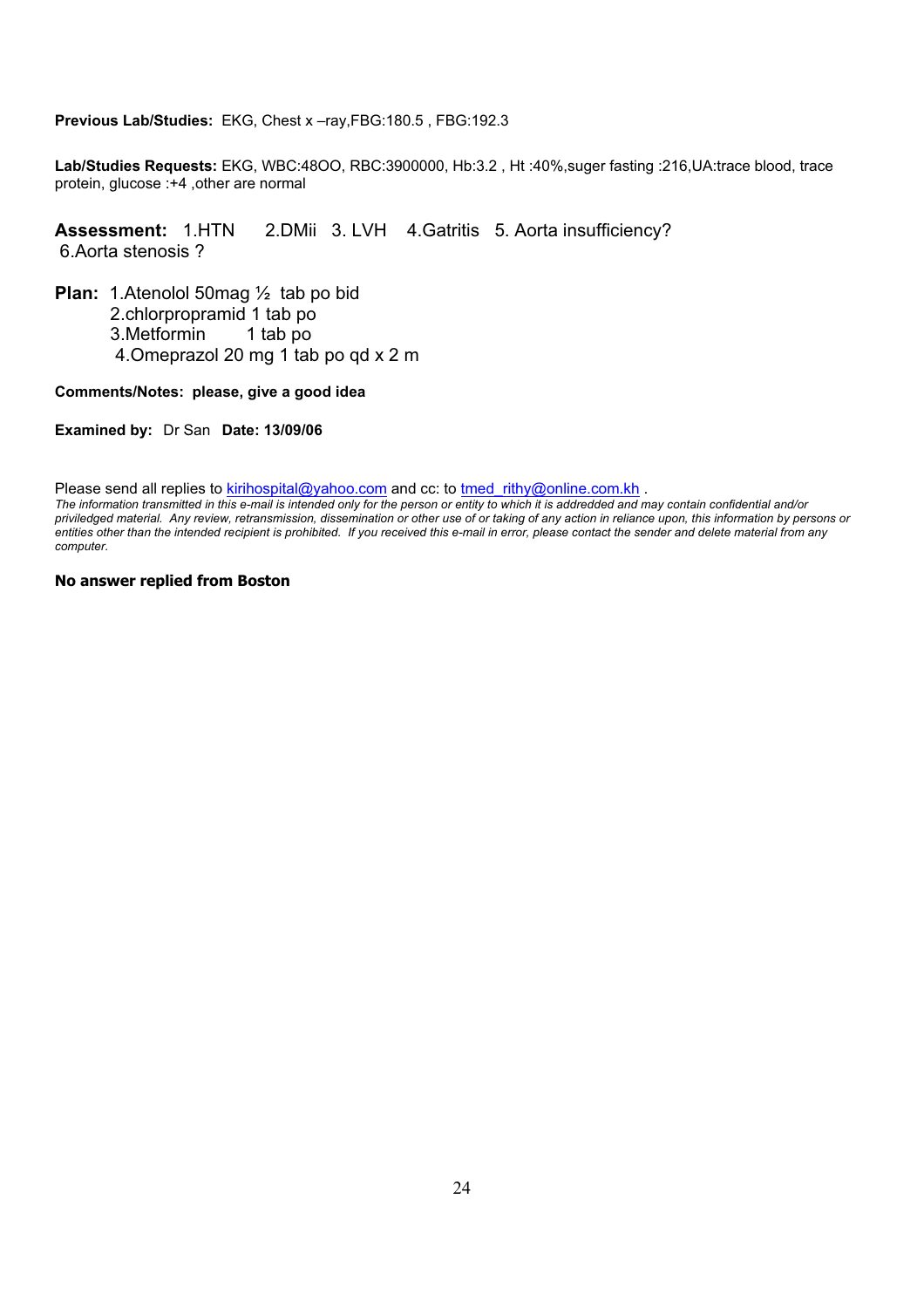**Previous Lab/Studies:** EKG, Chest x –ray,FBG:180.5 , FBG:192.3

**Lab/Studies Requests:** EKG, WBC:48OO, RBC:3900000, Hb:3.2 , Ht :40%,suger fasting :216,UA:trace blood, trace protein, glucose :+4 ,other are normal

**Assessment:** 1.HTN 2.DMii 3. LVH 4.Gatritis 5. Aorta insufficiency? 6.Aorta stenosis ?

**Plan:** 1.Atenolol 50mag ½ tab po bid
2.chlorpropramid 1 tab po
3.Metformin 1 tab po
4.Omeprazol 20 mg 1 tab po qd x 2 m

**Comments/Notes: please, give a good idea**

**Examined by:** Dr San **Date: 13/09/06**

Please send all replies to kirihospital@yahoo.com and cc: to tmed_rithy@online.com.kh .
*The information transmitted in this e-mail is intended only for the person or entity to which it is addredded and may contain confidential and/or priviledged material. Any review, retransmission, dissemination or other use of or taking of any action in reliance upon, this information by persons or entities other than the intended recipient is prohibited. If you received this e-mail in error, please contact the sender and delete material from any computer.*

**No answer replied from Boston**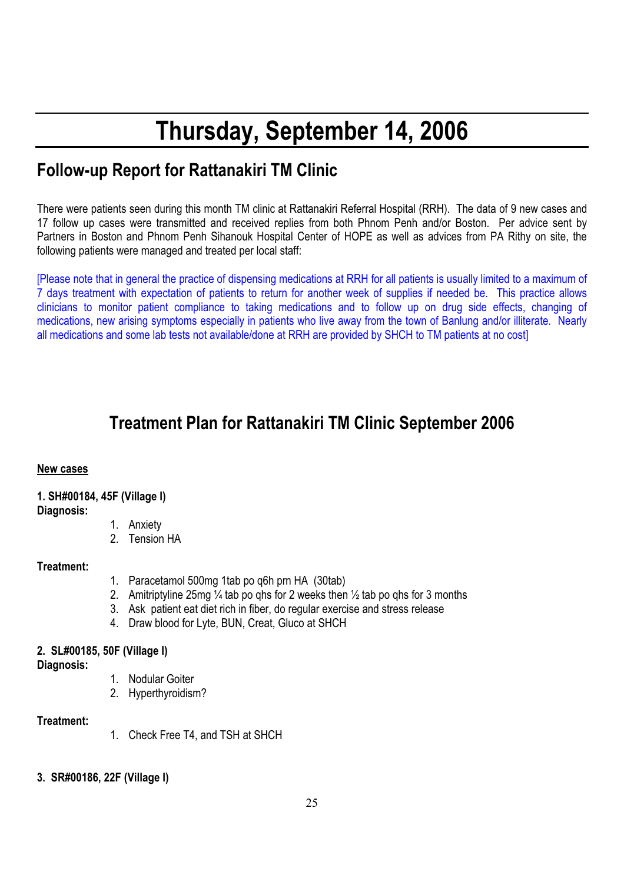# Thursday, September 14, 2006

## Follow-up Report for Rattanakiri TM Clinic

There were patients seen during this month TM clinic at Rattanakiri Referral Hospital (RRH). The data of 9 new cases and 17 follow up cases were transmitted and received replies from both Phnom Penh and/or Boston. Per advice sent by Partners in Boston and Phnom Penh Sihanouk Hospital Center of HOPE as well as advices from PA Rithy on site, the following patients were managed and treated per local staff:

[Please note that in general the practice of dispensing medications at RRH for all patients is usually limited to a maximum of 7 days treatment with expectation of patients to return for another week of supplies if needed be. This practice allows clinicians to monitor patient compliance to taking medications and to follow up on drug side effects, changing of medications, new arising symptoms especially in patients who live away from the town of Banlung and/or illiterate. Nearly all medications and some lab tests not available/done at RRH are provided by SHCH to TM patients at no cost]

## Treatment Plan for Rattanakiri TM Clinic September 2006

**New cases**

**1. SH#00184, 45F (Village I)**
**Diagnosis:**

1. Anxiety
2. Tension HA

**Treatment:**

1. Paracetamol 500mg 1tab po q6h prn HA (30tab)
2. Amitriptyline 25mg ¼ tab po qhs for 2 weeks then ½ tab po qhs for 3 months
3. Ask patient eat diet rich in fiber, do regular exercise and stress release
4. Draw blood for Lyte, BUN, Creat, Gluco at SHCH

**2. SL#00185, 50F (Village I)**
**Diagnosis:**

1. Nodular Goiter
2. Hyperthyroidism?

**Treatment:**

1. Check Free T4, and TSH at SHCH

**3. SR#00186, 22F (Village I)**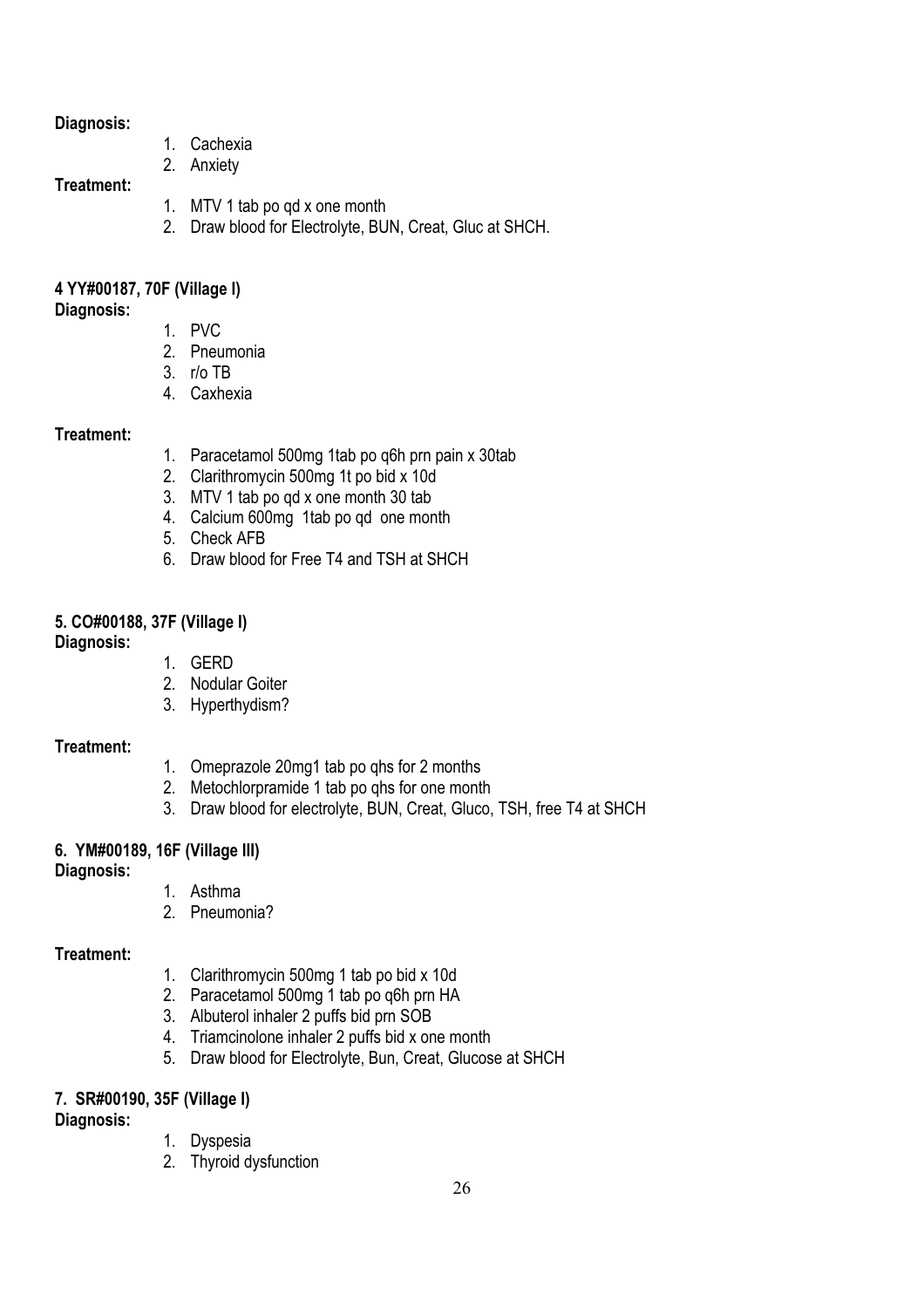**Diagnosis:**

1. Cachexia
2. Anxiety

**Treatment:**

1. MTV 1 tab po qd x one month
2. Draw blood for Electrolyte, BUN, Creat, Gluc at SHCH.

**4 YY#00187, 70F (Village I)**

**Diagnosis:**

1. PVC
2. Pneumonia
3. r/o TB
4. Caxhexia

**Treatment:**

1. Paracetamol 500mg 1tab po q6h prn pain x 30tab
2. Clarithromycin 500mg 1t po bid x 10d
3. MTV 1 tab po qd x one month 30 tab
4. Calcium 600mg 1tab po qd one month
5. Check AFB
6. Draw blood for Free T4 and TSH at SHCH

**5. CO#00188, 37F (Village I)**

**Diagnosis:**

1. GERD
2. Nodular Goiter
3. Hyperthydism?

**Treatment:**

1. Omeprazole 20mg1 tab po qhs for 2 months
2. Metochlorpramide 1 tab po qhs for one month
3. Draw blood for electrolyte, BUN, Creat, Gluco, TSH, free T4 at SHCH

**6. YM#00189, 16F (Village III)**

**Diagnosis:**

1. Asthma
2. Pneumonia?

**Treatment:**

1. Clarithromycin 500mg 1 tab po bid x 10d
2. Paracetamol 500mg 1 tab po q6h prn HA
3. Albuterol inhaler 2 puffs bid prn SOB
4. Triamcinolone inhaler 2 puffs bid x one month
5. Draw blood for Electrolyte, Bun, Creat, Glucose at SHCH

**7. SR#00190, 35F (Village I)**

**Diagnosis:**

1. Dyspesia
2. Thyroid dysfunction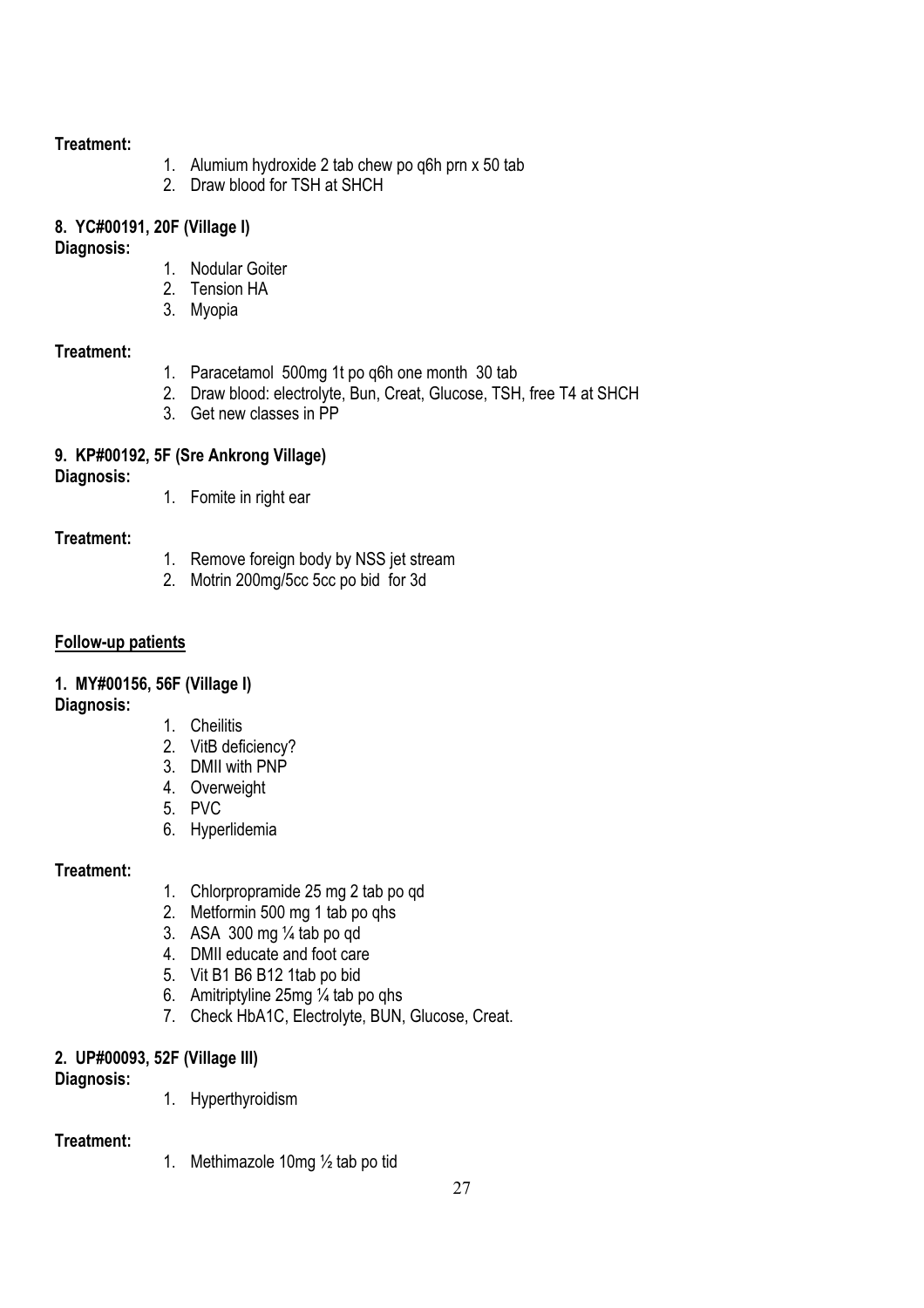**Treatment:**

1. Alumium hydroxide 2 tab chew po q6h prn x 50 tab
2. Draw blood for TSH at SHCH

**8. YC#00191, 20F (Village I)**

**Diagnosis:**

1. Nodular Goiter
2. Tension HA
3. Myopia

**Treatment:**

1. Paracetamol 500mg 1t po q6h one month 30 tab
2. Draw blood: electrolyte, Bun, Creat, Glucose, TSH, free T4 at SHCH
3. Get new classes in PP

**9. KP#00192, 5F (Sre Ankrong Village)**

**Diagnosis:**

1. Fomite in right ear

**Treatment:**

1. Remove foreign body by NSS jet stream
2. Motrin 200mg/5cc 5cc po bid for 3d

**<u>Follow-up patients</u>**

**1. MY#00156, 56F (Village I)**

**Diagnosis:**

1. Cheilitis
2. VitB deficiency?
3. DMII with PNP
4. Overweight
5. PVC
6. Hyperlidemia

**Treatment:**

1. Chlorpropramide 25 mg 2 tab po qd
2. Metformin 500 mg 1 tab po qhs
3. ASA 300 mg ¼ tab po qd
4. DMII educate and foot care
5. Vit B1 B6 B12 1tab po bid
6. Amitriptyline 25mg ¼ tab po qhs
7. Check HbA1C, Electrolyte, BUN, Glucose, Creat.

**2. UP#00093, 52F (Village III)**

**Diagnosis:**

1. Hyperthyroidism

**Treatment:**

1. Methimazole 10mg ½ tab po tid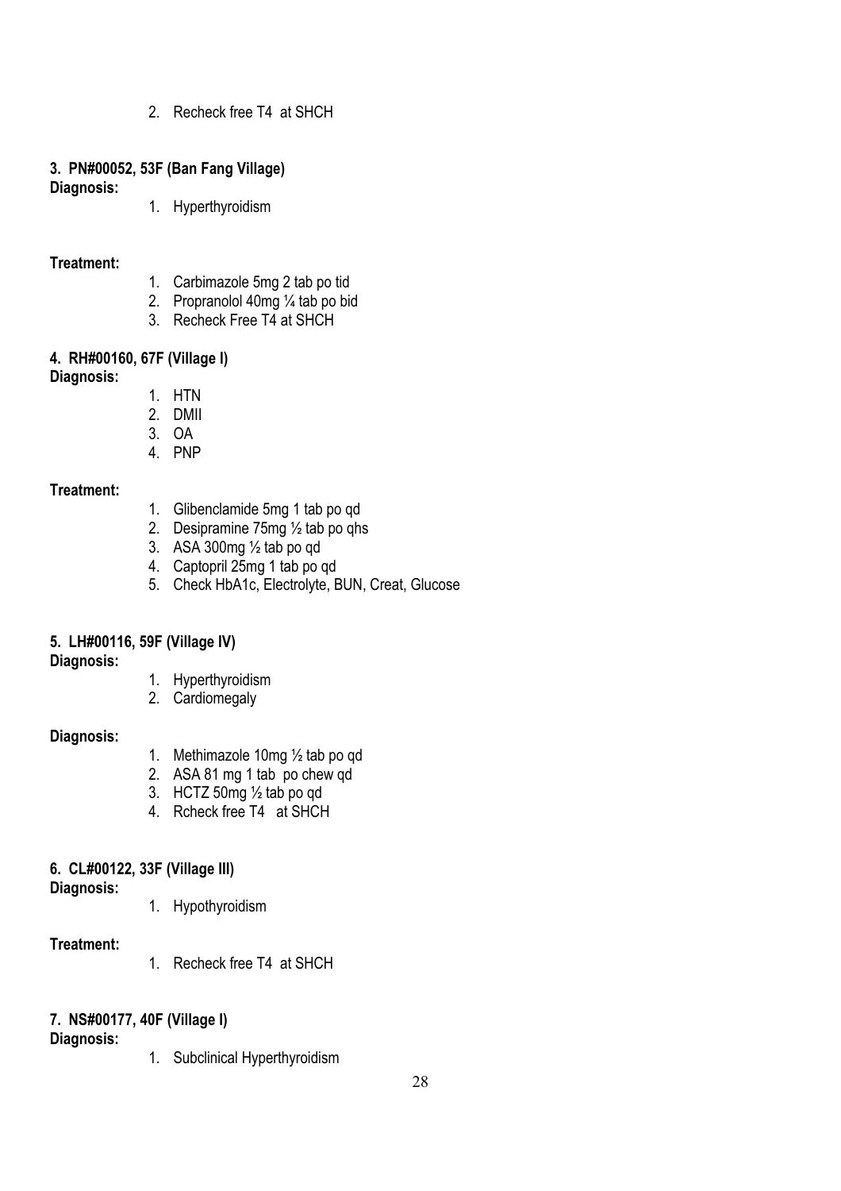2. Recheck free T4 at SHCH

**3. PN#00052, 53F (Ban Fang Village)**

**Diagnosis:**

1. Hyperthyroidism

**Treatment:**

1. Carbimazole 5mg 2 tab po tid
2. Propranolol 40mg ¼ tab po bid
3. Recheck Free T4 at SHCH

**4. RH#00160, 67F (Village I)**

**Diagnosis:**

1. HTN
2. DMII
3. OA
4. PNP

**Treatment:**

1. Glibenclamide 5mg 1 tab po qd
2. Desipramine 75mg ½ tab po qhs
3. ASA 300mg ½ tab po qd
4. Captopril 25mg 1 tab po qd
5. Check HbA1c, Electrolyte, BUN, Creat, Glucose

**5. LH#00116, 59F (Village IV)**

**Diagnosis:**

1. Hyperthyroidism
2. Cardiomegaly

**Diagnosis:**

1. Methimazole 10mg ½ tab po qd
2. ASA 81 mg 1 tab po chew qd
3. HCTZ 50mg ½ tab po qd
4. Rcheck free T4 at SHCH

**6. CL#00122, 33F (Village III)**

**Diagnosis:**

1. Hypothyroidism

**Treatment:**

1. Recheck free T4 at SHCH

**7. NS#00177, 40F (Village I)**

**Diagnosis:**

1. Subclinical Hyperthyroidism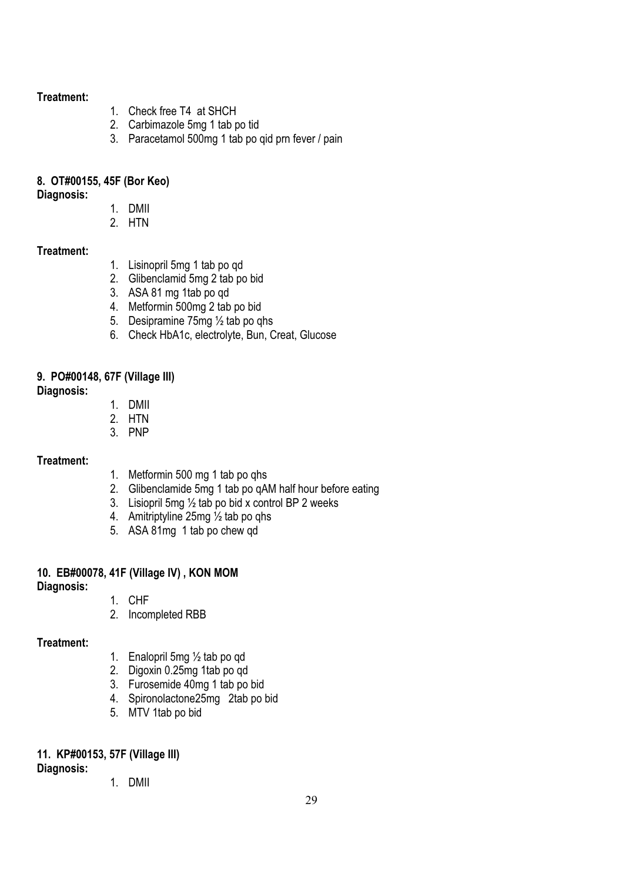**Treatment:**

1. Check free T4 at SHCH
2. Carbimazole 5mg 1 tab po tid
3. Paracetamol 500mg 1 tab po qid prn fever / pain

**8. OT#00155, 45F (Bor Keo)**

**Diagnosis:**

1. DMII
2. HTN

**Treatment:**

1. Lisinopril 5mg 1 tab po qd
2. Glibenclamid 5mg 2 tab po bid
3. ASA 81 mg 1tab po qd
4. Metformin 500mg 2 tab po bid
5. Desipramine 75mg ½ tab po qhs
6. Check HbA1c, electrolyte, Bun, Creat, Glucose

**9. PO#00148, 67F (Village III)**

**Diagnosis:**

1. DMII
2. HTN
3. PNP

**Treatment:**

1. Metformin 500 mg 1 tab po qhs
2. Glibenclamide 5mg 1 tab po qAM half hour before eating
3. Lisiopril 5mg ½ tab po bid x control BP 2 weeks
4. Amitriptyline 25mg ½ tab po qhs
5. ASA 81mg 1 tab po chew qd

**10. EB#00078, 41F (Village IV) , KON MOM**

**Diagnosis:**

1. CHF
2. Incompleted RBB

**Treatment:**

1. Enalopril 5mg ½ tab po qd
2. Digoxin 0.25mg 1tab po qd
3. Furosemide 40mg 1 tab po bid
4. Spironolactone25mg 2tab po bid
5. MTV 1tab po bid

**11. KP#00153, 57F (Village III)**

**Diagnosis:**

1. DMII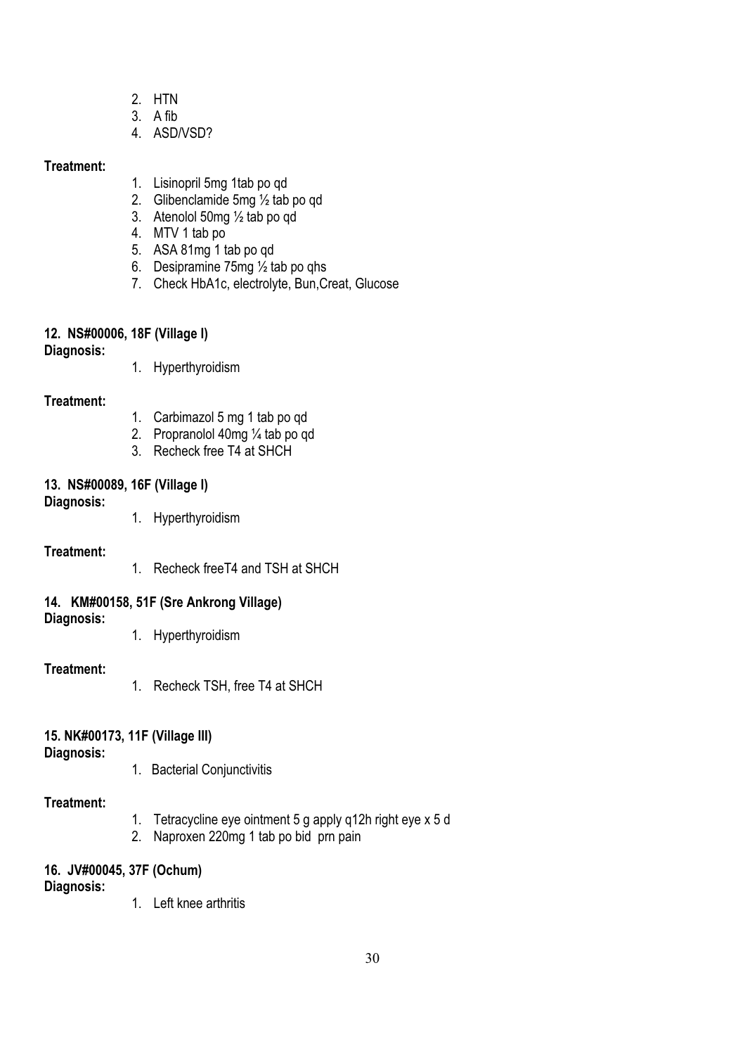2. HTN
3. A fib
4. ASD/VSD?

**Treatment:**

1. Lisinopril 5mg 1tab po qd
2. Glibenclamide 5mg ½ tab po qd
3. Atenolol 50mg ½ tab po qd
4. MTV 1 tab po
5. ASA 81mg 1 tab po qd
6. Desipramine 75mg ½ tab po qhs
7. Check HbA1c, electrolyte, Bun,Creat, Glucose

**12. NS#00006, 18F (Village I)**

**Diagnosis:**

1. Hyperthyroidism

**Treatment:**

1. Carbimazol 5 mg 1 tab po qd
2. Propranolol 40mg ¼ tab po qd
3. Recheck free T4 at SHCH

**13. NS#00089, 16F (Village I)**

**Diagnosis:**

1. Hyperthyroidism

**Treatment:**

1. Recheck freeT4 and TSH at SHCH

**14. KM#00158, 51F (Sre Ankrong Village)**

**Diagnosis:**

1. Hyperthyroidism

**Treatment:**

1. Recheck TSH, free T4 at SHCH

**15. NK#00173, 11F (Village III)**

**Diagnosis:**

1. Bacterial Conjunctivitis

**Treatment:**

1. Tetracycline eye ointment 5 g apply q12h right eye x 5 d
2. Naproxen 220mg 1 tab po bid prn pain

**16. JV#00045, 37F (Ochum)**

**Diagnosis:**

1. Left knee arthritis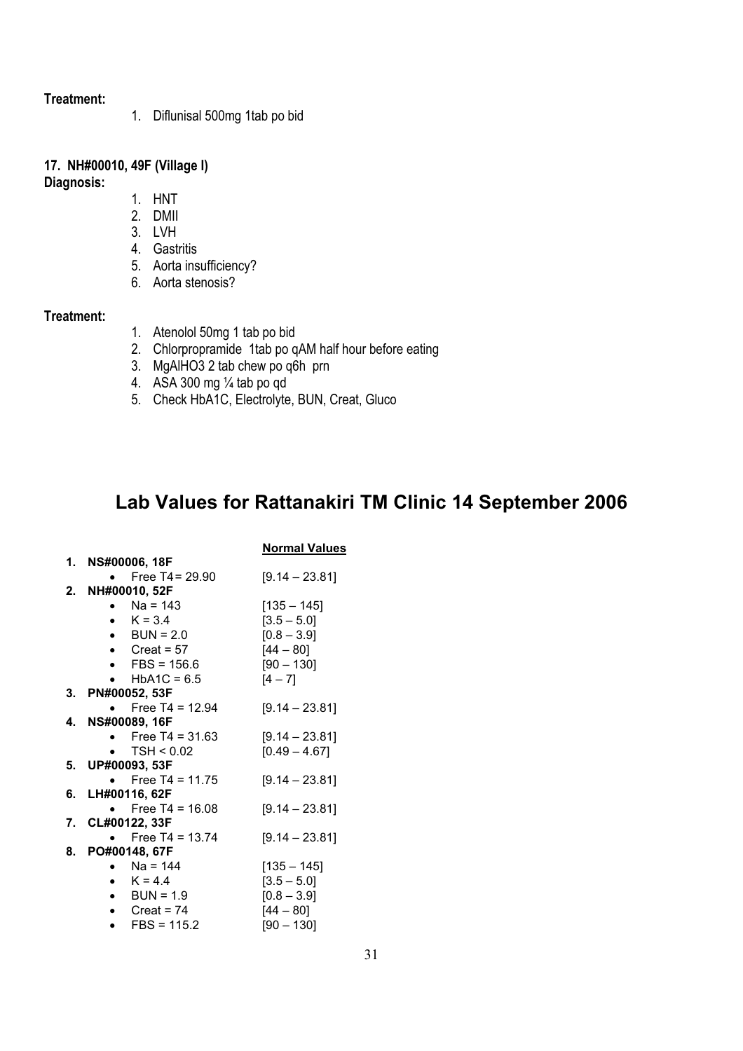**Treatment:**

1. Diflunisal 500mg 1tab po bid

**17. NH#00010, 49F (Village I)**

**Diagnosis:**

1. HNT
2. DMII
3. LVH
4. Gastritis
5. Aorta insufficiency?
6. Aorta stenosis?

**Treatment:**

1. Atenolol 50mg 1 tab po bid
2. Chlorpropramide 1tab po qAM half hour before eating
3. MgAlHO3 2 tab chew po q6h prn
4. ASA 300 mg ¼ tab po qd
5. Check HbA1C, Electrolyte, BUN, Creat, Gluco

# Lab Values for Rattanakiri TM Clinic 14 September 2006

| | <u>Normal Values</u> |
|---|---|
| **1. NS#00006, 18F** | |
| • Free T4 = 29.90 | [9.14 – 23.81] |
| **2. NH#00010, 52F** | |
| • Na = 143 | [135 – 145] |
| • K = 3.4 | [3.5 – 5.0] |
| • BUN = 2.0 | [0.8 – 3.9] |
| • Creat = 57 | [44 – 80] |
| • FBS = 156.6 | [90 – 130] |
| • HbA1C = 6.5 | [4 – 7] |
| **3. PN#00052, 53F** | |
| • Free T4 = 12.94 | [9.14 – 23.81] |
| **4. NS#00089, 16F** | |
| • Free T4 = 31.63 | [9.14 – 23.81] |
| • TSH < 0.02 | [0.49 – 4.67] |
| **5. UP#00093, 53F** | |
| • Free T4 = 11.75 | [9.14 – 23.81] |
| **6. LH#00116, 62F** | |
| • Free T4 = 16.08 | [9.14 – 23.81] |
| **7. CL#00122, 33F** | |
| • Free T4 = 13.74 | [9.14 – 23.81] |
| **8. PO#00148, 67F** | |
| • Na = 144 | [135 – 145] |
| • K = 4.4 | [3.5 – 5.0] |
| • BUN = 1.9 | [0.8 – 3.9] |
| • Creat = 74 | [44 – 80] |
| • FBS = 115.2 | [90 – 130] |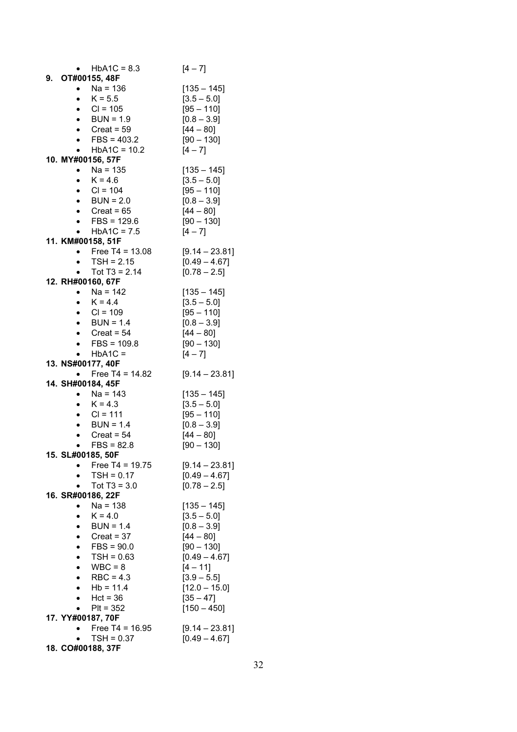- HbA1C = 8.3 [4 – 7]

**9. OT#00155, 48F**

- Na = 136 [135 – 145]
- K = 5.5 [3.5 – 5.0]
- Cl = 105 [95 – 110]
- BUN = 1.9 [0.8 – 3.9]
- Creat = 59 [44 – 80]
- FBS = 403.2 [90 – 130]
- HbA1C = 10.2 [4 – 7]

**10. MY#00156, 57F**

- Na = 135 [135 – 145]
- K = 4.6 [3.5 – 5.0]
- Cl = 104 [95 – 110]
- BUN = 2.0 [0.8 – 3.9]
- Creat = 65 [44 – 80]
- FBS = 129.6 [90 – 130]
- HbA1C = 7.5 [4 – 7]

**11. KM#00158, 51F**

- Free T4 = 13.08 [9.14 – 23.81]
- TSH = 2.15 [0.49 – 4.67]
- Tot T3 = 2.14 [0.78 – 2.5]

**12. RH#00160, 67F**

- Na = 142 [135 – 145]
- K = 4.4 [3.5 – 5.0]
- Cl = 109 [95 – 110]
- BUN = 1.4 [0.8 – 3.9]
- Creat = 54 [44 – 80]
- FBS = 109.8 [90 – 130]
- HbA1C = [4 – 7]

**13. NS#00177, 40F**

- Free T4 = 14.82 [9.14 – 23.81]

**14. SH#00184, 45F**

- Na = 143 [135 – 145]
- K = 4.3 [3.5 – 5.0]
- Cl = 111 [95 – 110]
- BUN = 1.4 [0.8 – 3.9]
- Creat = 54 [44 – 80]
- FBS = 82.8 [90 – 130]

**15. SL#00185, 50F**

- Free T4 = 19.75 [9.14 – 23.81]
- TSH = 0.17 [0.49 – 4.67]
- Tot T3 = 3.0 [0.78 – 2.5]

**16. SR#00186, 22F**

- Na = 138 [135 – 145]
- K = 4.0 [3.5 – 5.0]
- BUN = 1.4 [0.8 – 3.9]
- Creat = 37 [44 – 80]
- FBS = 90.0 [90 – 130]
- TSH = 0.63 [0.49 – 4.67]
- WBC = 8 [4 – 11]
- RBC = 4.3 [3.9 – 5.5]
- Hb = 11.4 [12.0 – 15.0]
- Hct = 36 [35 – 47]
- Plt = 352 [150 – 450]

**17. YY#00187, 70F**

- Free T4 = 16.95 [9.14 – 23.81]
- TSH = 0.37 [0.49 – 4.67]

**18. CO#00188, 37F**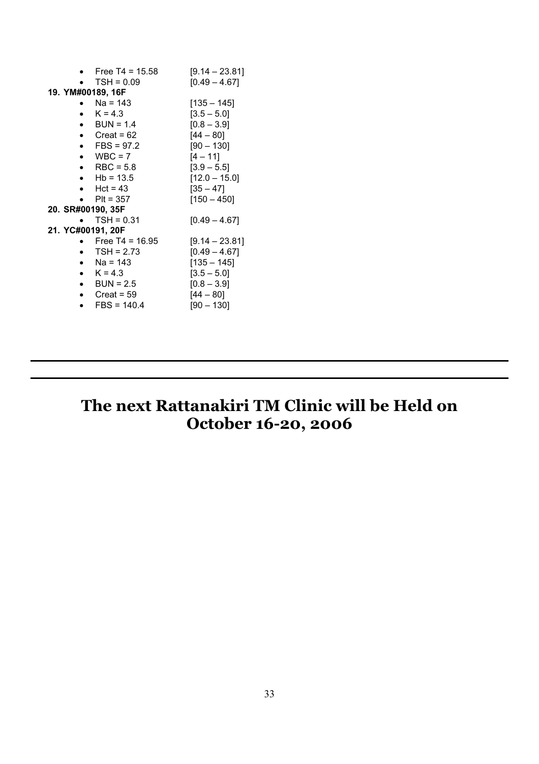- Free T4 = 15.58 [9.14 – 23.81]
- TSH = 0.09 [0.49 – 4.67]

**19. YM#00189, 16F**

- Na = 143 [135 – 145]
- K = 4.3 [3.5 – 5.0]
- BUN = 1.4 [0.8 – 3.9]
- Creat = 62 [44 – 80]
- FBS = 97.2 [90 – 130]
- WBC = 7 [4 – 11]
- RBC = 5.8 [3.9 – 5.5]
- Hb = 13.5 [12.0 – 15.0]
- Hct = 43 [35 – 47]
- Plt = 357 [150 – 450]

**20. SR#00190, 35F**

- TSH = 0.31 [0.49 – 4.67]

**21. YC#00191, 20F**

- Free T4 = 16.95 [9.14 – 23.81]
- TSH = 2.73 [0.49 – 4.67]
- Na = 143 [135 – 145]
- K = 4.3 [3.5 – 5.0]
- BUN = 2.5 [0.8 – 3.9]
- Creat = 59 [44 – 80]
- FBS = 140.4 [90 – 130]

---

# The next Rattanakiri TM Clinic will be Held on October 16-20, 2006